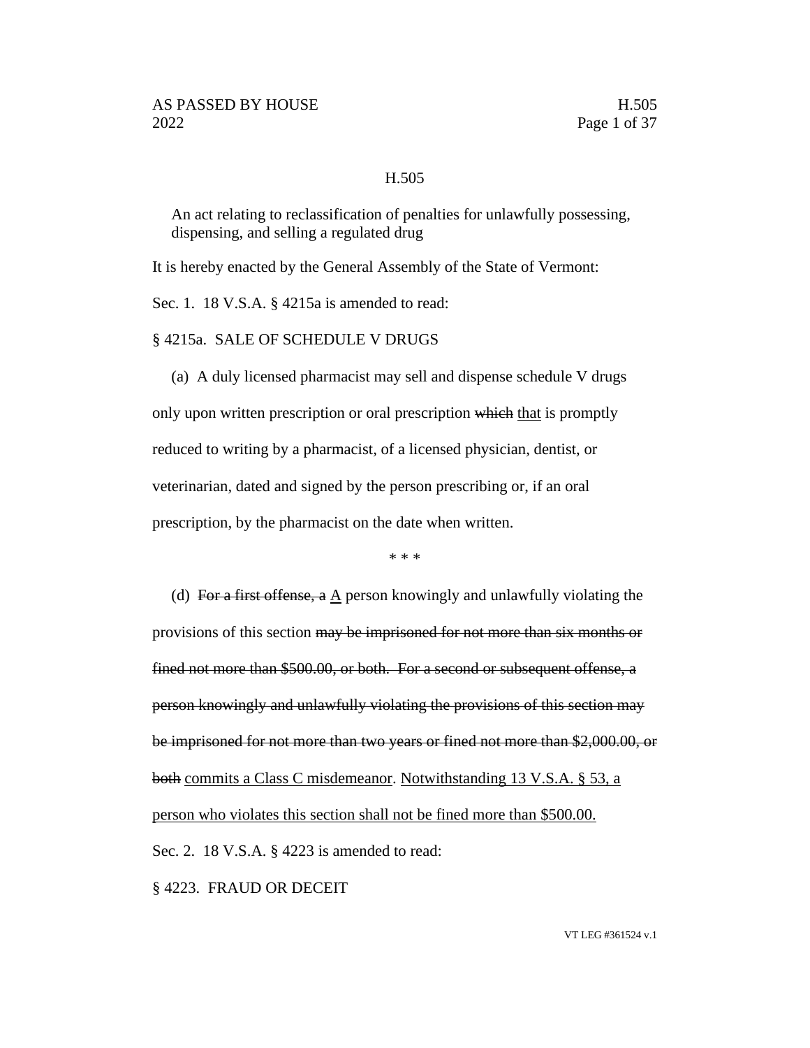## H.505

An act relating to reclassification of penalties for unlawfully possessing, dispensing, and selling a regulated drug

It is hereby enacted by the General Assembly of the State of Vermont:

Sec. 1. 18 V.S.A. § 4215a is amended to read:

§ 4215a. SALE OF SCHEDULE V DRUGS

(a) A duly licensed pharmacist may sell and dispense schedule V drugs only upon written prescription or oral prescription ~~which~~ <u>that</u> is promptly reduced to writing by a pharmacist, of a licensed physician, dentist, or veterinarian, dated and signed by the person prescribing or, if an oral prescription, by the pharmacist on the date when written.

\* \* \*

(d) ~~For a first offense, a~~ <u>A</u> person knowingly and unlawfully violating the provisions of this section ~~may be imprisoned for not more than six months or fined not more than $500.00, or both. For a second or subsequent offense, a person knowingly and unlawfully violating the provisions of this section may be imprisoned for not more than two years or fined not more than $2,000.00, or both~~ <u>commits a Class C misdemeanor</u>. <u>Notwithstanding 13 V.S.A. § 53, a person who violates this section shall not be fined more than $500.00.</u>

Sec. 2. 18 V.S.A. § 4223 is amended to read:

§ 4223. FRAUD OR DECEIT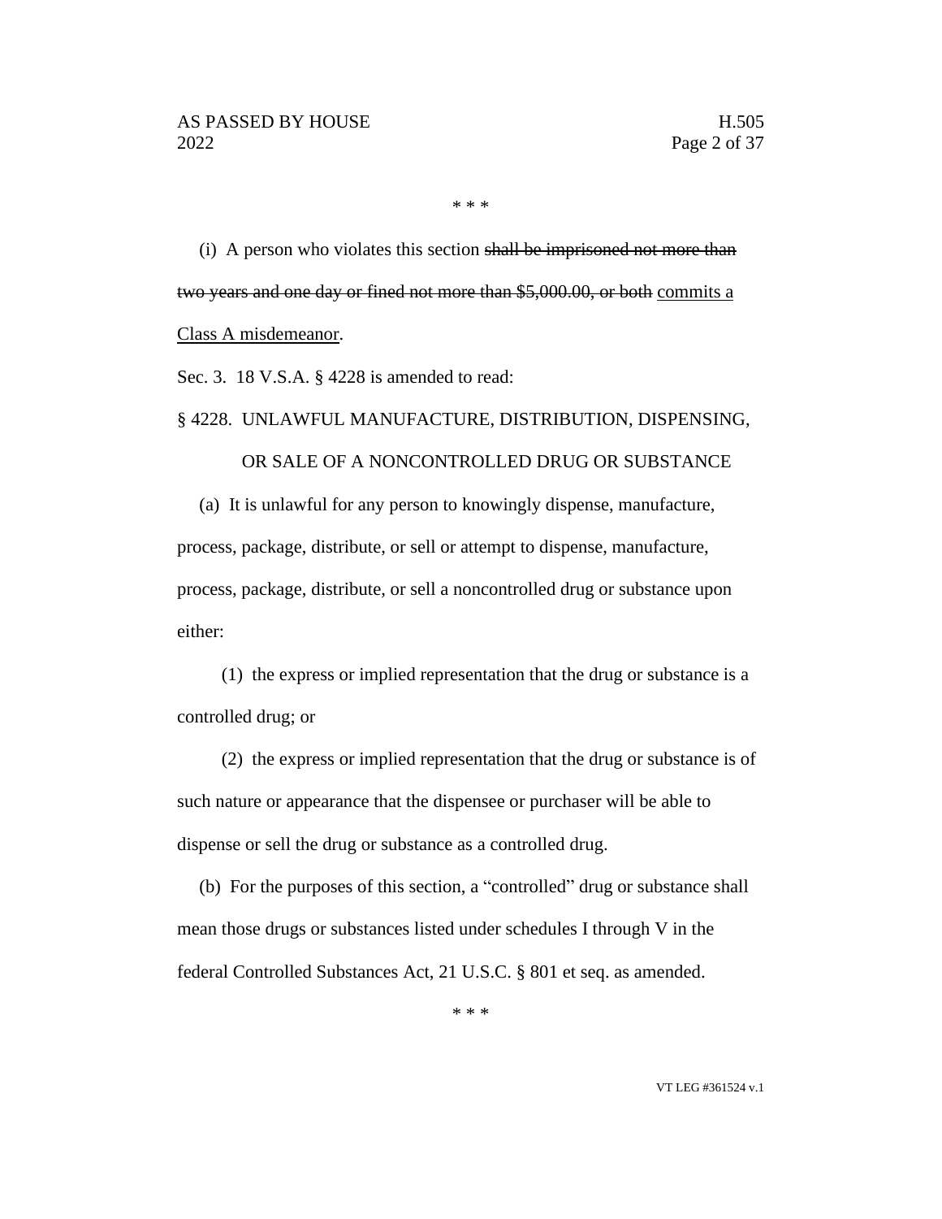\* \* \*

(i) A person who violates this section ~~shall be imprisoned not more than two years and one day or fined not more than $5,000.00, or both~~ <u>commits a Class A misdemeanor</u>.

Sec. 3. 18 V.S.A. § 4228 is amended to read:

§ 4228. UNLAWFUL MANUFACTURE, DISTRIBUTION, DISPENSING, OR SALE OF A NONCONTROLLED DRUG OR SUBSTANCE

(a) It is unlawful for any person to knowingly dispense, manufacture, process, package, distribute, or sell or attempt to dispense, manufacture, process, package, distribute, or sell a noncontrolled drug or substance upon either:

(1) the express or implied representation that the drug or substance is a controlled drug; or

(2) the express or implied representation that the drug or substance is of such nature or appearance that the dispensee or purchaser will be able to dispense or sell the drug or substance as a controlled drug.

(b) For the purposes of this section, a "controlled" drug or substance shall mean those drugs or substances listed under schedules I through V in the federal Controlled Substances Act, 21 U.S.C. § 801 et seq. as amended.

\* \* \*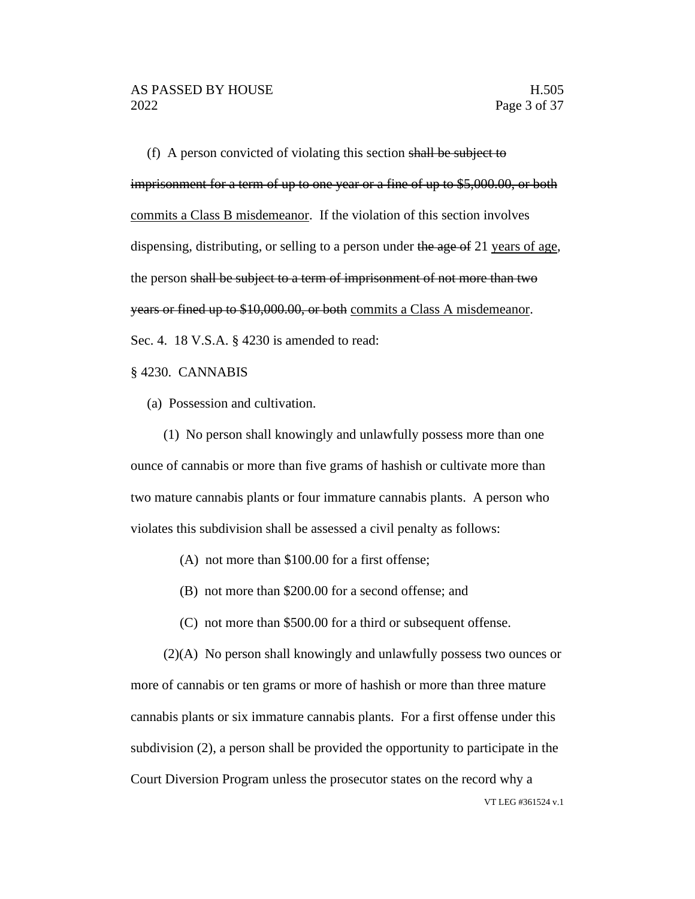(f) A person convicted of violating this section ~~shall be subject to imprisonment for a term of up to one year or a fine of up to $5,000.00, or both~~ <u>commits a Class B misdemeanor</u>. If the violation of this section involves dispensing, distributing, or selling to a person under ~~the age of~~ 21 <u>years of age</u>, the person ~~shall be subject to a term of imprisonment of not more than two years or fined up to $10,000.00, or both~~ <u>commits a Class A misdemeanor</u>.

Sec. 4. 18 V.S.A. § 4230 is amended to read:

§ 4230. CANNABIS

(a) Possession and cultivation.

(1) No person shall knowingly and unlawfully possess more than one ounce of cannabis or more than five grams of hashish or cultivate more than two mature cannabis plants or four immature cannabis plants. A person who violates this subdivision shall be assessed a civil penalty as follows:

(A) not more than $100.00 for a first offense;

(B) not more than $200.00 for a second offense; and

(C) not more than $500.00 for a third or subsequent offense.

(2)(A) No person shall knowingly and unlawfully possess two ounces or more of cannabis or ten grams or more of hashish or more than three mature cannabis plants or six immature cannabis plants. For a first offense under this subdivision (2), a person shall be provided the opportunity to participate in the Court Diversion Program unless the prosecutor states on the record why a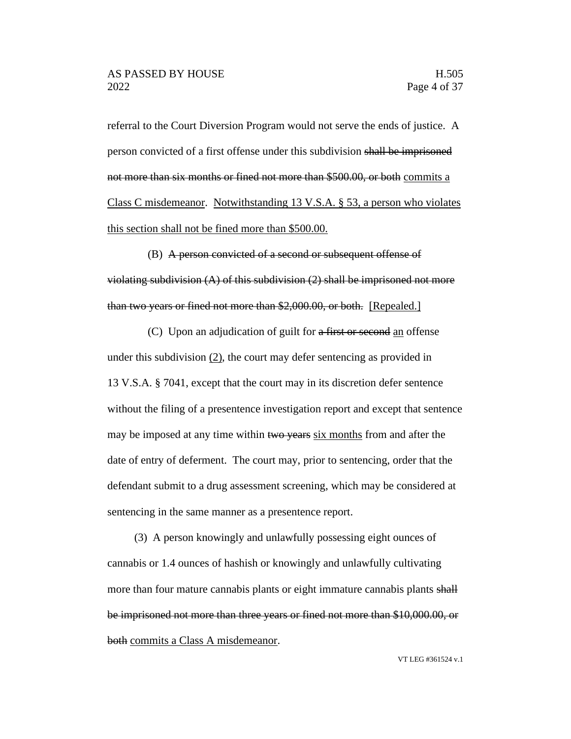referral to the Court Diversion Program would not serve the ends of justice. A person convicted of a first offense under this subdivision ~~shall be imprisoned not more than six months or fined not more than $500.00, or both~~ <u>commits a Class C misdemeanor</u>. <u>Notwithstanding 13 V.S.A. § 53, a person who violates this section shall not be fined more than $500.00.</u>

(B) ~~A person convicted of a second or subsequent offense of violating subdivision (A) of this subdivision (2) shall be imprisoned not more than two years or fined not more than $2,000.00, or both.~~ <u>[Repealed.]</u>

(C) Upon an adjudication of guilt for ~~a first or second~~ <u>an</u> offense under this subdivision <u>(2)</u>, the court may defer sentencing as provided in 13 V.S.A. § 7041, except that the court may in its discretion defer sentence without the filing of a presentence investigation report and except that sentence may be imposed at any time within ~~two years~~ <u>six months</u> from and after the date of entry of deferment. The court may, prior to sentencing, order that the defendant submit to a drug assessment screening, which may be considered at sentencing in the same manner as a presentence report.

(3) A person knowingly and unlawfully possessing eight ounces of cannabis or 1.4 ounces of hashish or knowingly and unlawfully cultivating more than four mature cannabis plants or eight immature cannabis plants ~~shall be imprisoned not more than three years or fined not more than $10,000.00, or both~~ <u>commits a Class A misdemeanor</u>.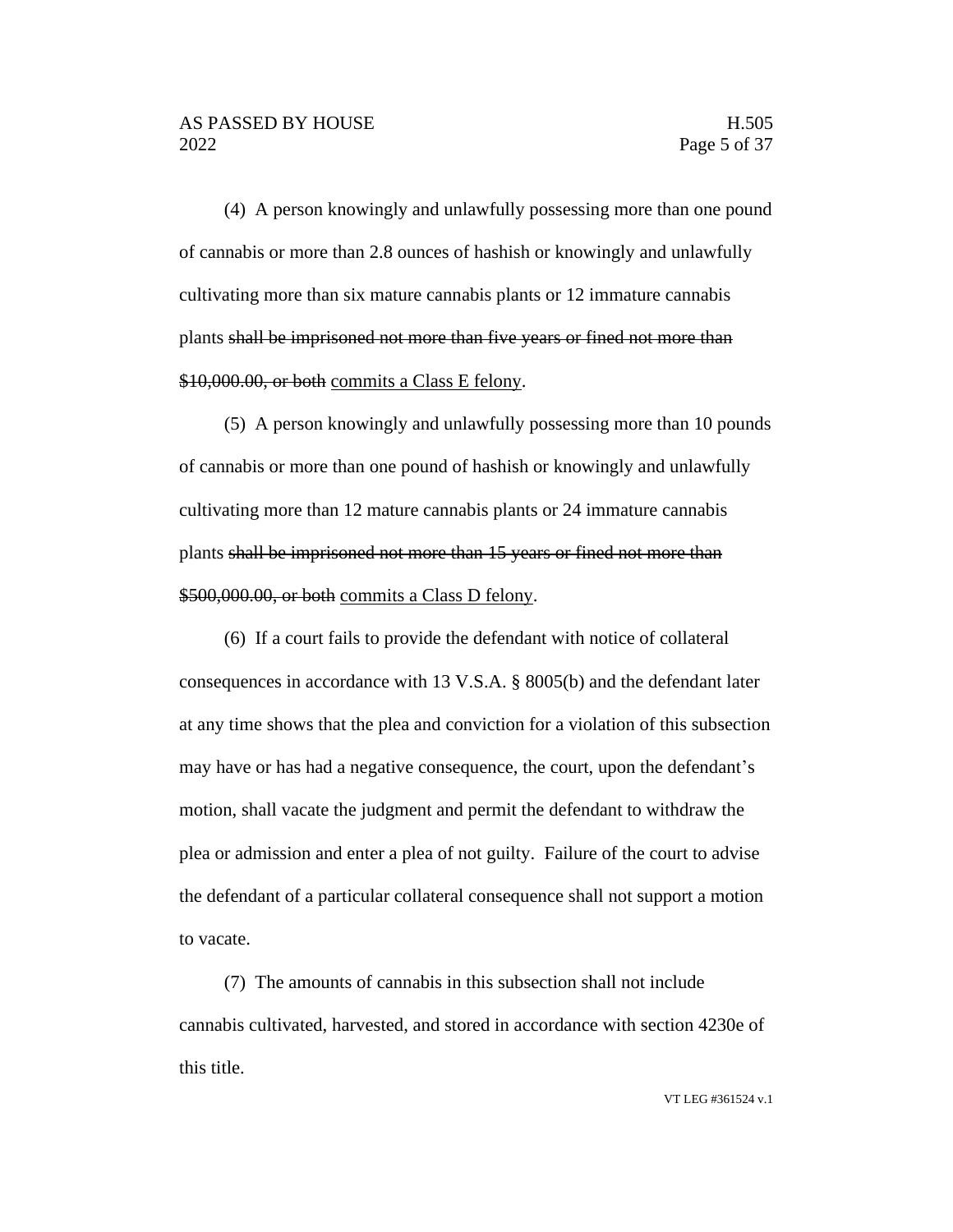(4) A person knowingly and unlawfully possessing more than one pound of cannabis or more than 2.8 ounces of hashish or knowingly and unlawfully cultivating more than six mature cannabis plants or 12 immature cannabis plants ~~shall be imprisoned not more than five years or fined not more than $10,000.00, or both~~ <u>commits a Class E felony</u>.

(5) A person knowingly and unlawfully possessing more than 10 pounds of cannabis or more than one pound of hashish or knowingly and unlawfully cultivating more than 12 mature cannabis plants or 24 immature cannabis plants ~~shall be imprisoned not more than 15 years or fined not more than $500,000.00, or both~~ <u>commits a Class D felony</u>.

(6) If a court fails to provide the defendant with notice of collateral consequences in accordance with 13 V.S.A. § 8005(b) and the defendant later at any time shows that the plea and conviction for a violation of this subsection may have or has had a negative consequence, the court, upon the defendant's motion, shall vacate the judgment and permit the defendant to withdraw the plea or admission and enter a plea of not guilty. Failure of the court to advise the defendant of a particular collateral consequence shall not support a motion to vacate.

(7) The amounts of cannabis in this subsection shall not include cannabis cultivated, harvested, and stored in accordance with section 4230e of this title.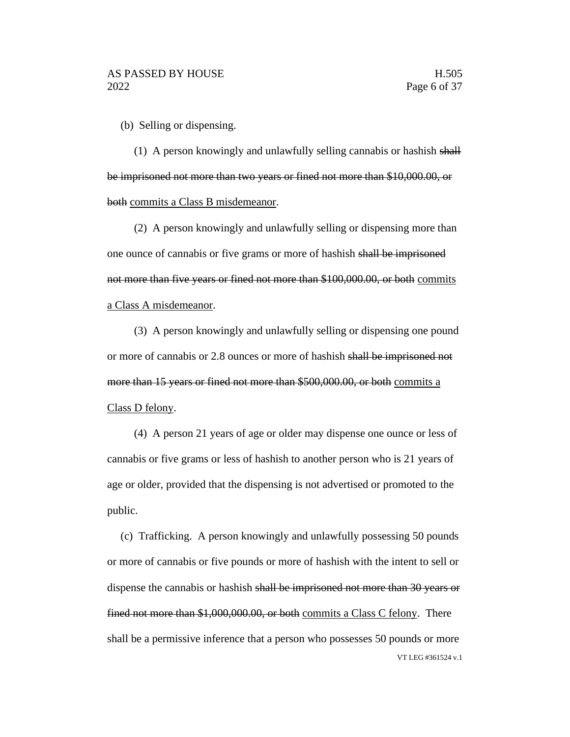(b) Selling or dispensing.

(1) A person knowingly and unlawfully selling cannabis or hashish ~~shall be imprisoned not more than two years or fined not more than $10,000.00, or both~~ <u>commits a Class B misdemeanor</u>.

(2) A person knowingly and unlawfully selling or dispensing more than one ounce of cannabis or five grams or more of hashish ~~shall be imprisoned not more than five years or fined not more than $100,000.00, or both~~ <u>commits a Class A misdemeanor</u>.

(3) A person knowingly and unlawfully selling or dispensing one pound or more of cannabis or 2.8 ounces or more of hashish ~~shall be imprisoned not more than 15 years or fined not more than $500,000.00, or both~~ <u>commits a Class D felony</u>.

(4) A person 21 years of age or older may dispense one ounce or less of cannabis or five grams or less of hashish to another person who is 21 years of age or older, provided that the dispensing is not advertised or promoted to the public.

(c) Trafficking. A person knowingly and unlawfully possessing 50 pounds or more of cannabis or five pounds or more of hashish with the intent to sell or dispense the cannabis or hashish ~~shall be imprisoned not more than 30 years or fined not more than $1,000,000.00, or both~~ <u>commits a Class C felony</u>. There shall be a permissive inference that a person who possesses 50 pounds or more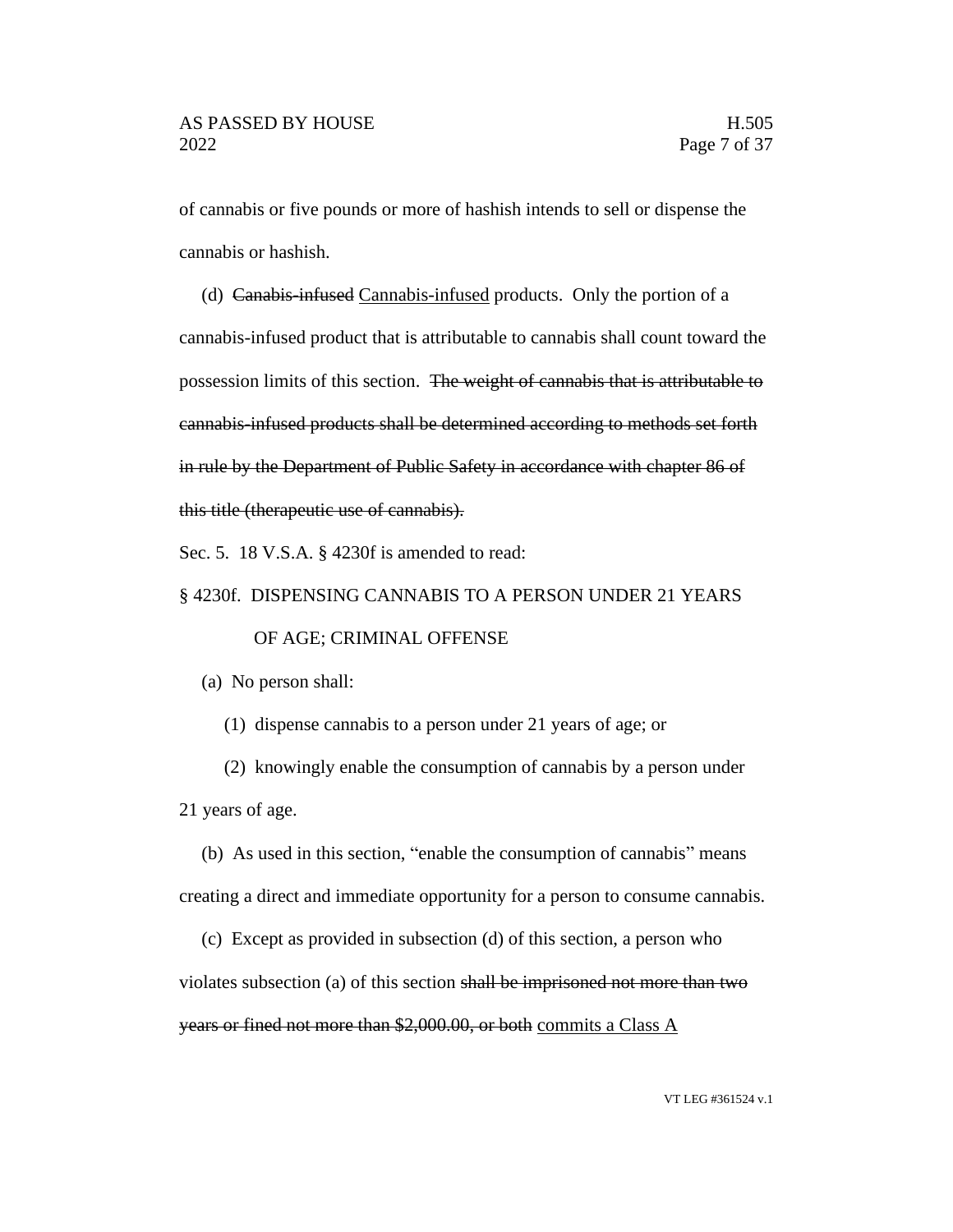of cannabis or five pounds or more of hashish intends to sell or dispense the cannabis or hashish.

(d) ~~Canabis-infused~~ <u>Cannabis-infused</u> products. Only the portion of a cannabis-infused product that is attributable to cannabis shall count toward the possession limits of this section. ~~The weight of cannabis that is attributable to cannabis-infused products shall be determined according to methods set forth in rule by the Department of Public Safety in accordance with chapter 86 of this title (therapeutic use of cannabis).~~

Sec. 5. 18 V.S.A. § 4230f is amended to read:

§ 4230f. DISPENSING CANNABIS TO A PERSON UNDER 21 YEARS OF AGE; CRIMINAL OFFENSE

(a) No person shall:

(1) dispense cannabis to a person under 21 years of age; or

(2) knowingly enable the consumption of cannabis by a person under 21 years of age.

(b) As used in this section, "enable the consumption of cannabis" means creating a direct and immediate opportunity for a person to consume cannabis.

(c) Except as provided in subsection (d) of this section, a person who violates subsection (a) of this section ~~shall be imprisoned not more than two years or fined not more than $2,000.00, or both~~ <u>commits a Class A</u>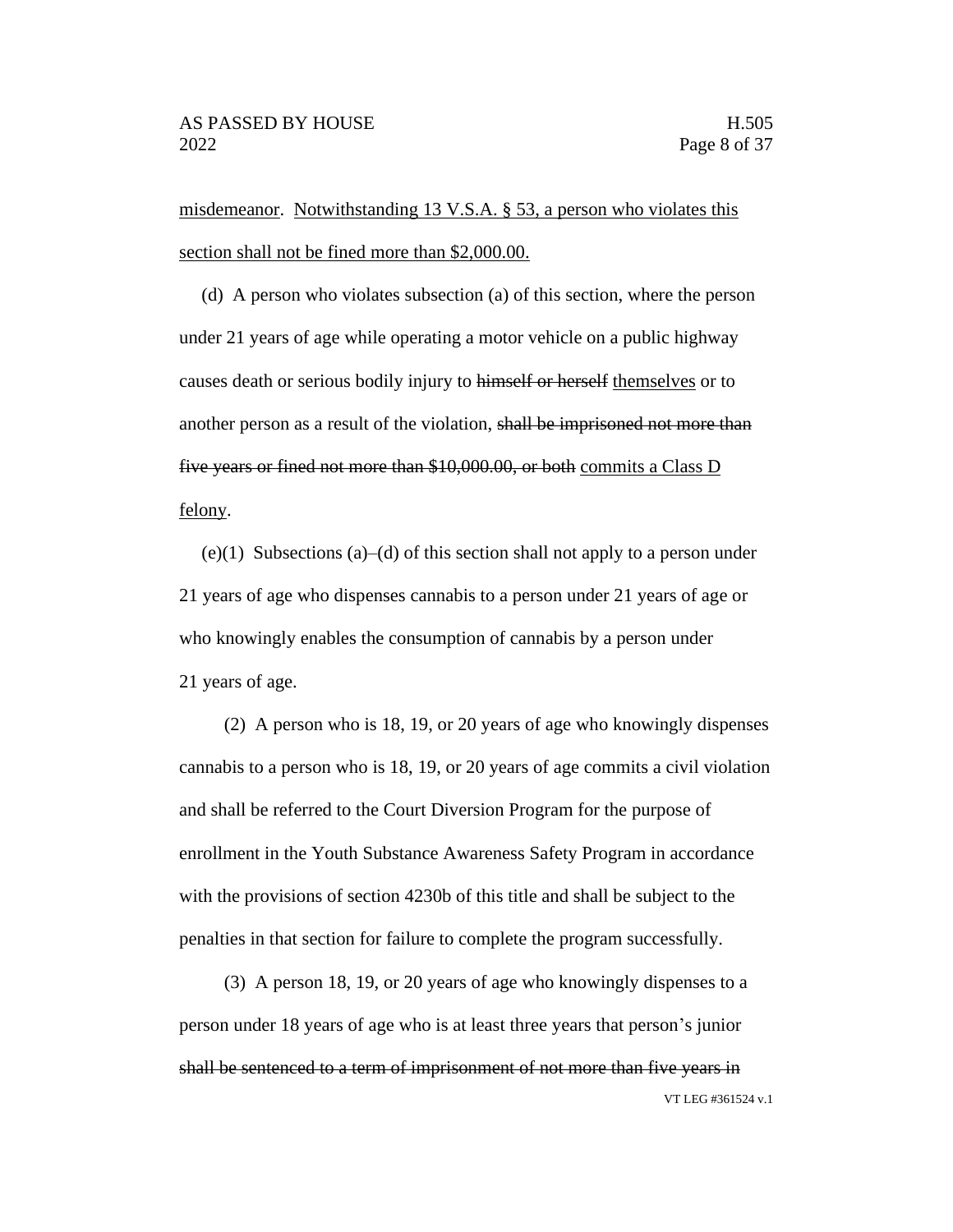misdemeanor. Notwithstanding 13 V.S.A. § 53, a person who violates this section shall not be fined more than $2,000.00.

(d) A person who violates subsection (a) of this section, where the person under 21 years of age while operating a motor vehicle on a public highway causes death or serious bodily injury to ~~himself or herself~~ themselves or to another person as a result of the violation, ~~shall be imprisoned not more than five years or fined not more than $10,000.00, or both~~ commits a Class D felony.

(e)(1) Subsections (a)–(d) of this section shall not apply to a person under 21 years of age who dispenses cannabis to a person under 21 years of age or who knowingly enables the consumption of cannabis by a person under 21 years of age.

(2) A person who is 18, 19, or 20 years of age who knowingly dispenses cannabis to a person who is 18, 19, or 20 years of age commits a civil violation and shall be referred to the Court Diversion Program for the purpose of enrollment in the Youth Substance Awareness Safety Program in accordance with the provisions of section 4230b of this title and shall be subject to the penalties in that section for failure to complete the program successfully.

(3) A person 18, 19, or 20 years of age who knowingly dispenses to a person under 18 years of age who is at least three years that person's junior ~~shall be sentenced to a term of imprisonment of not more than five years in~~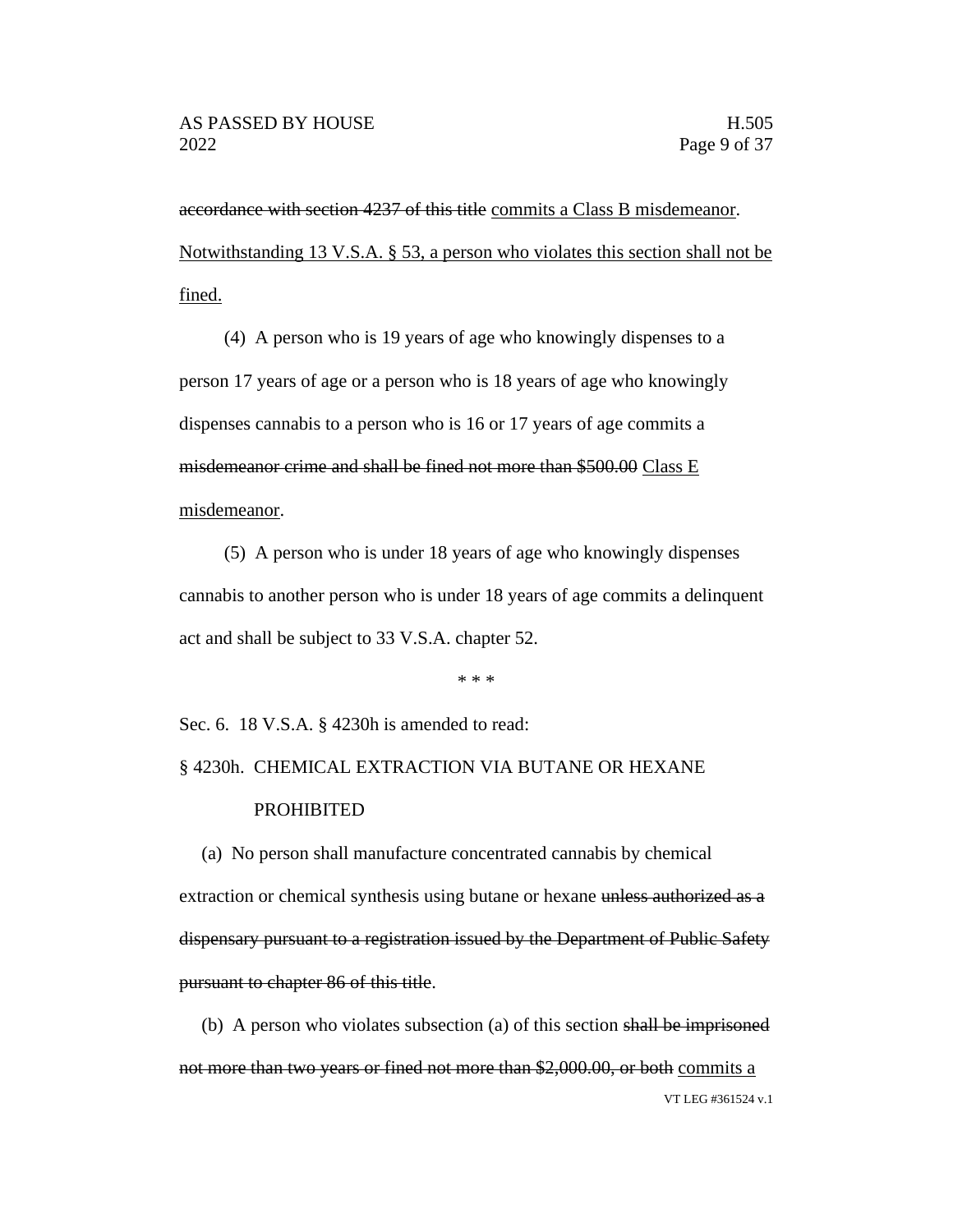~~accordance with section 4237 of this title~~ <u>commits a Class B misdemeanor</u>. <u>Notwithstanding 13 V.S.A. § 53, a person who violates this section shall not be fined.</u>

(4) A person who is 19 years of age who knowingly dispenses to a person 17 years of age or a person who is 18 years of age who knowingly dispenses cannabis to a person who is 16 or 17 years of age commits a ~~misdemeanor crime and shall be fined not more than $500.00~~ <u>Class E misdemeanor</u>.

(5) A person who is under 18 years of age who knowingly dispenses cannabis to another person who is under 18 years of age commits a delinquent act and shall be subject to 33 V.S.A. chapter 52.

\* \* \*

Sec. 6. 18 V.S.A. § 4230h is amended to read:

§ 4230h. CHEMICAL EXTRACTION VIA BUTANE OR HEXANE PROHIBITED

(a) No person shall manufacture concentrated cannabis by chemical extraction or chemical synthesis using butane or hexane ~~unless authorized as a dispensary pursuant to a registration issued by the Department of Public Safety pursuant to chapter 86 of this title~~.

(b) A person who violates subsection (a) of this section ~~shall be imprisoned not more than two years or fined not more than $2,000.00, or both~~ <u>commits a</u>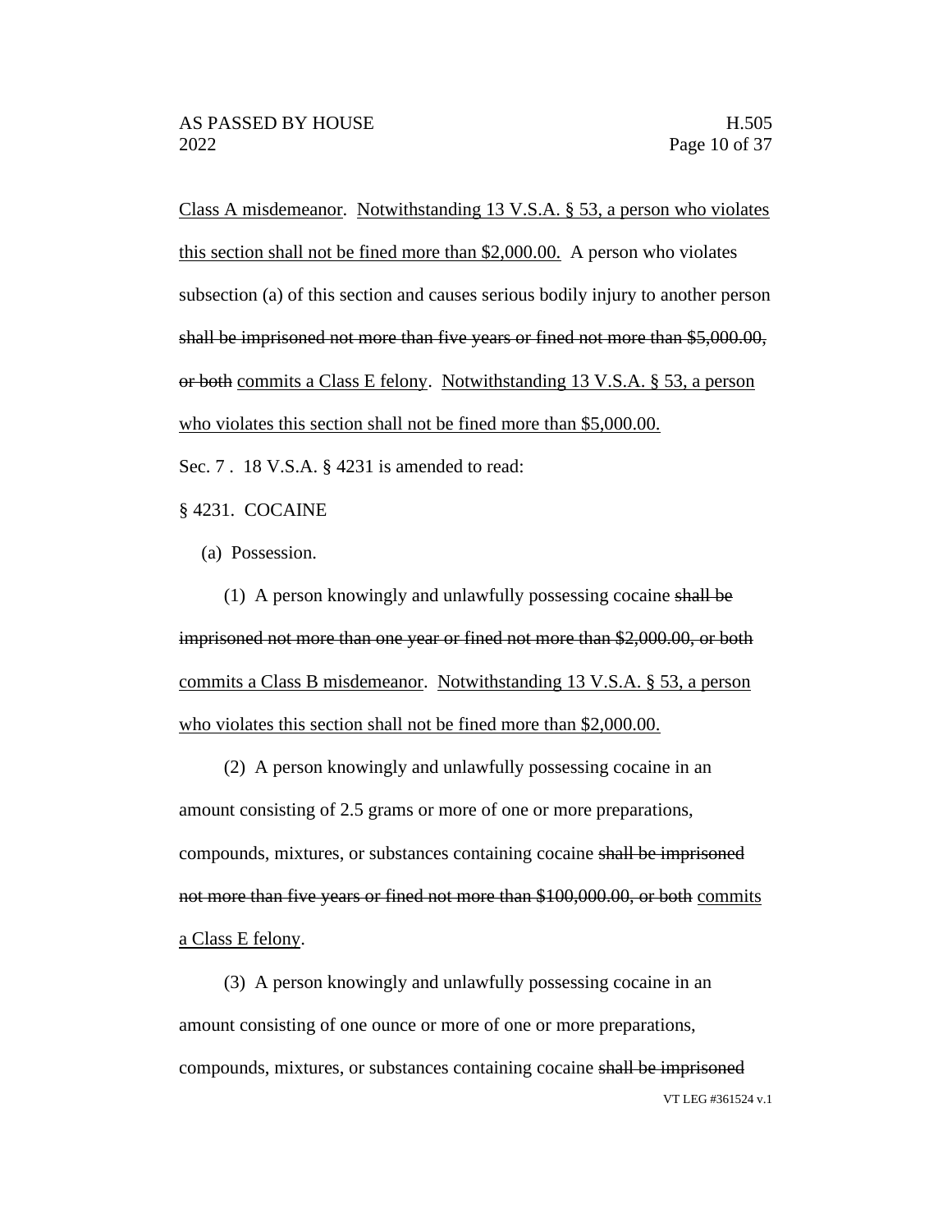<u>Class A misdemeanor</u>. <u>Notwithstanding 13 V.S.A. § 53, a person who violates this section shall not be fined more than $2,000.00.</u> A person who violates subsection (a) of this section and causes serious bodily injury to another person ~~shall be imprisoned not more than five years or fined not more than $5,000.00, or both~~ <u>commits a Class E felony</u>. <u>Notwithstanding 13 V.S.A. § 53, a person who violates this section shall not be fined more than $5,000.00.</u>

Sec. 7 . 18 V.S.A. § 4231 is amended to read:

§ 4231. COCAINE

(a) Possession.

(1) A person knowingly and unlawfully possessing cocaine ~~shall be imprisoned not more than one year or fined not more than $2,000.00, or both~~ <u>commits a Class B misdemeanor</u>. <u>Notwithstanding 13 V.S.A. § 53, a person who violates this section shall not be fined more than $2,000.00.</u>

(2) A person knowingly and unlawfully possessing cocaine in an amount consisting of 2.5 grams or more of one or more preparations, compounds, mixtures, or substances containing cocaine ~~shall be imprisoned not more than five years or fined not more than $100,000.00, or both~~ <u>commits a Class E felony</u>.

(3) A person knowingly and unlawfully possessing cocaine in an amount consisting of one ounce or more of one or more preparations, compounds, mixtures, or substances containing cocaine ~~shall be imprisoned~~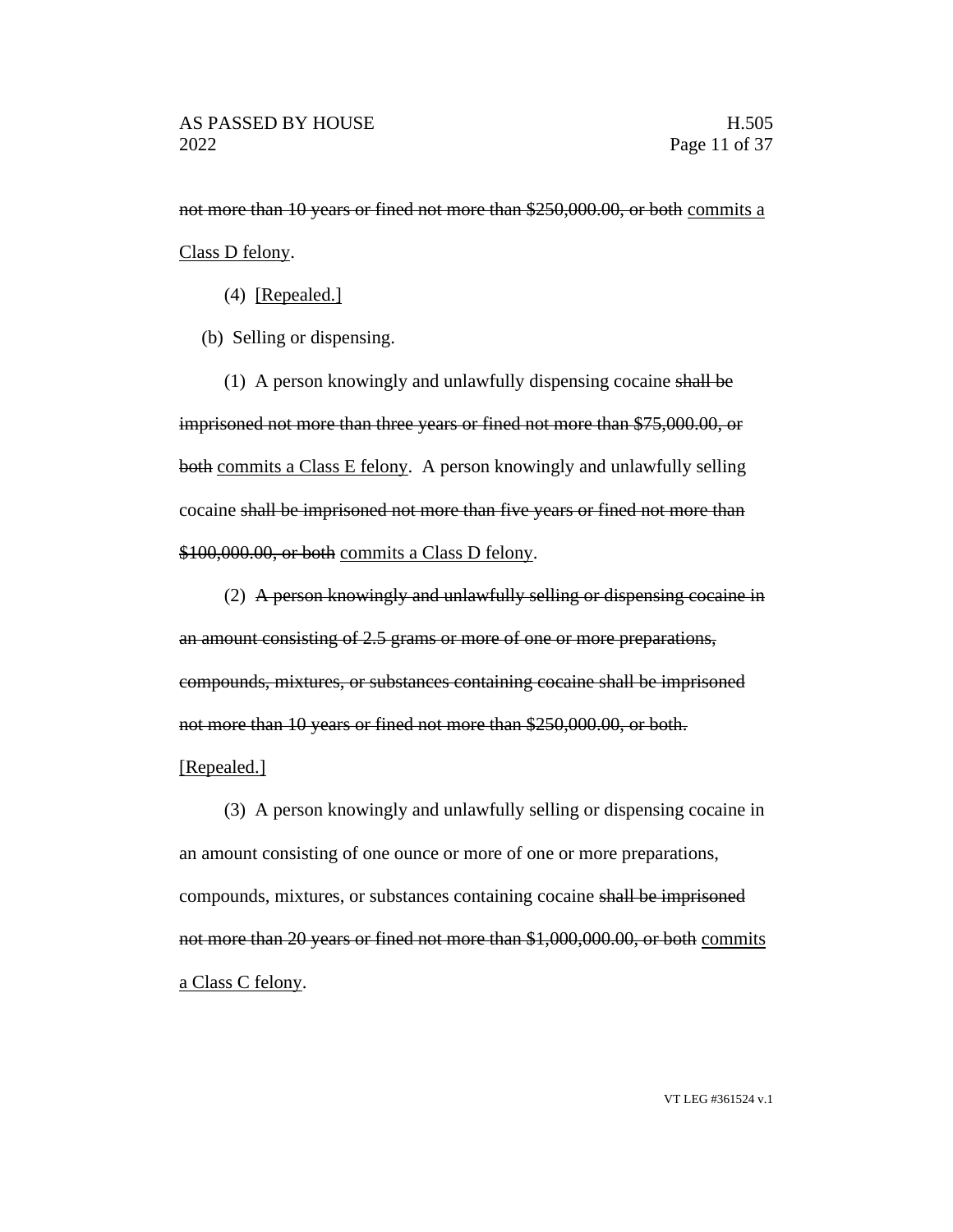~~not more than 10 years or fined not more than $250,000.00, or both~~ <u>commits a Class D felony</u>.

(4) <u>[Repealed.]</u>

(b) Selling or dispensing.

(1) A person knowingly and unlawfully dispensing cocaine ~~shall be imprisoned not more than three years or fined not more than $75,000.00, or both~~ <u>commits a Class E felony</u>. A person knowingly and unlawfully selling cocaine ~~shall be imprisoned not more than five years or fined not more than $100,000.00, or both~~ <u>commits a Class D felony</u>.

(2) ~~A person knowingly and unlawfully selling or dispensing cocaine in an amount consisting of 2.5 grams or more of one or more preparations, compounds, mixtures, or substances containing cocaine shall be imprisoned not more than 10 years or fined not more than $250,000.00, or both.~~ <u>[Repealed.]</u>

(3) A person knowingly and unlawfully selling or dispensing cocaine in an amount consisting of one ounce or more of one or more preparations, compounds, mixtures, or substances containing cocaine ~~shall be imprisoned not more than 20 years or fined not more than $1,000,000.00, or both~~ <u>commits a Class C felony</u>.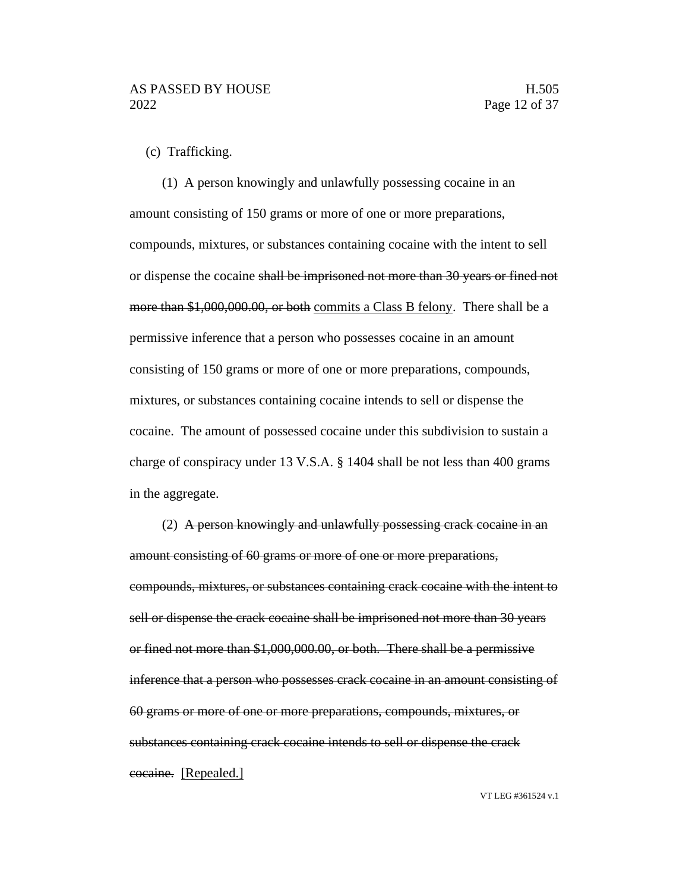(c) Trafficking.

(1) A person knowingly and unlawfully possessing cocaine in an amount consisting of 150 grams or more of one or more preparations, compounds, mixtures, or substances containing cocaine with the intent to sell or dispense the cocaine ~~shall be imprisoned not more than 30 years or fined not more than $1,000,000.00, or both~~ <u>commits a Class B felony</u>. There shall be a permissive inference that a person who possesses cocaine in an amount consisting of 150 grams or more of one or more preparations, compounds, mixtures, or substances containing cocaine intends to sell or dispense the cocaine. The amount of possessed cocaine under this subdivision to sustain a charge of conspiracy under 13 V.S.A. § 1404 shall be not less than 400 grams in the aggregate.

(2) ~~A person knowingly and unlawfully possessing crack cocaine in an amount consisting of 60 grams or more of one or more preparations, compounds, mixtures, or substances containing crack cocaine with the intent to sell or dispense the crack cocaine shall be imprisoned not more than 30 years or fined not more than $1,000,000.00, or both. There shall be a permissive inference that a person who possesses crack cocaine in an amount consisting of 60 grams or more of one or more preparations, compounds, mixtures, or substances containing crack cocaine intends to sell or dispense the crack cocaine.~~ <u>[Repealed.]</u>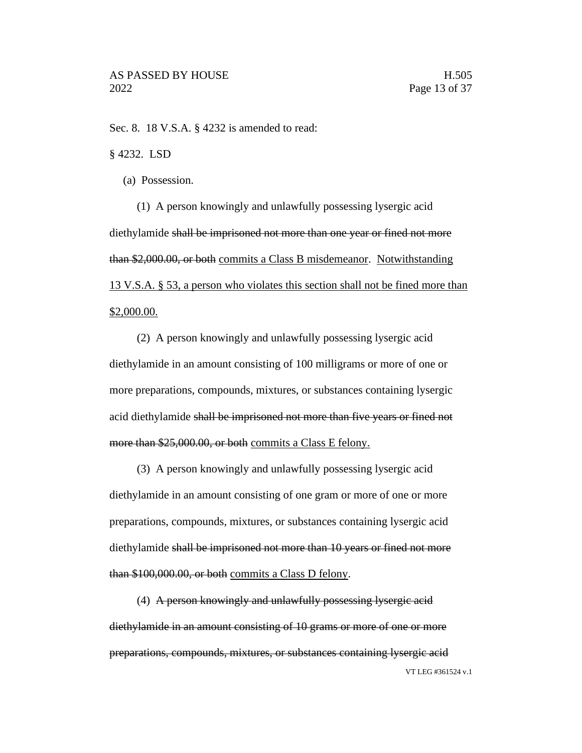Sec. 8. 18 V.S.A. § 4232 is amended to read:

§ 4232. LSD

(a) Possession.

(1) A person knowingly and unlawfully possessing lysergic acid diethylamide ~~shall be imprisoned not more than one year or fined not more than $2,000.00, or both~~ <u>commits a Class B misdemeanor</u>. <u>Notwithstanding 13 V.S.A. § 53, a person who violates this section shall not be fined more than $2,000.00.</u>

(2) A person knowingly and unlawfully possessing lysergic acid diethylamide in an amount consisting of 100 milligrams or more of one or more preparations, compounds, mixtures, or substances containing lysergic acid diethylamide ~~shall be imprisoned not more than five years or fined not more than $25,000.00, or both~~ <u>commits a Class E felony.</u>

(3) A person knowingly and unlawfully possessing lysergic acid diethylamide in an amount consisting of one gram or more of one or more preparations, compounds, mixtures, or substances containing lysergic acid diethylamide ~~shall be imprisoned not more than 10 years or fined not more than $100,000.00, or both~~ <u>commits a Class D felony</u>.

(4) ~~A person knowingly and unlawfully possessing lysergic acid diethylamide in an amount consisting of 10 grams or more of one or more preparations, compounds, mixtures, or substances containing lysergic acid~~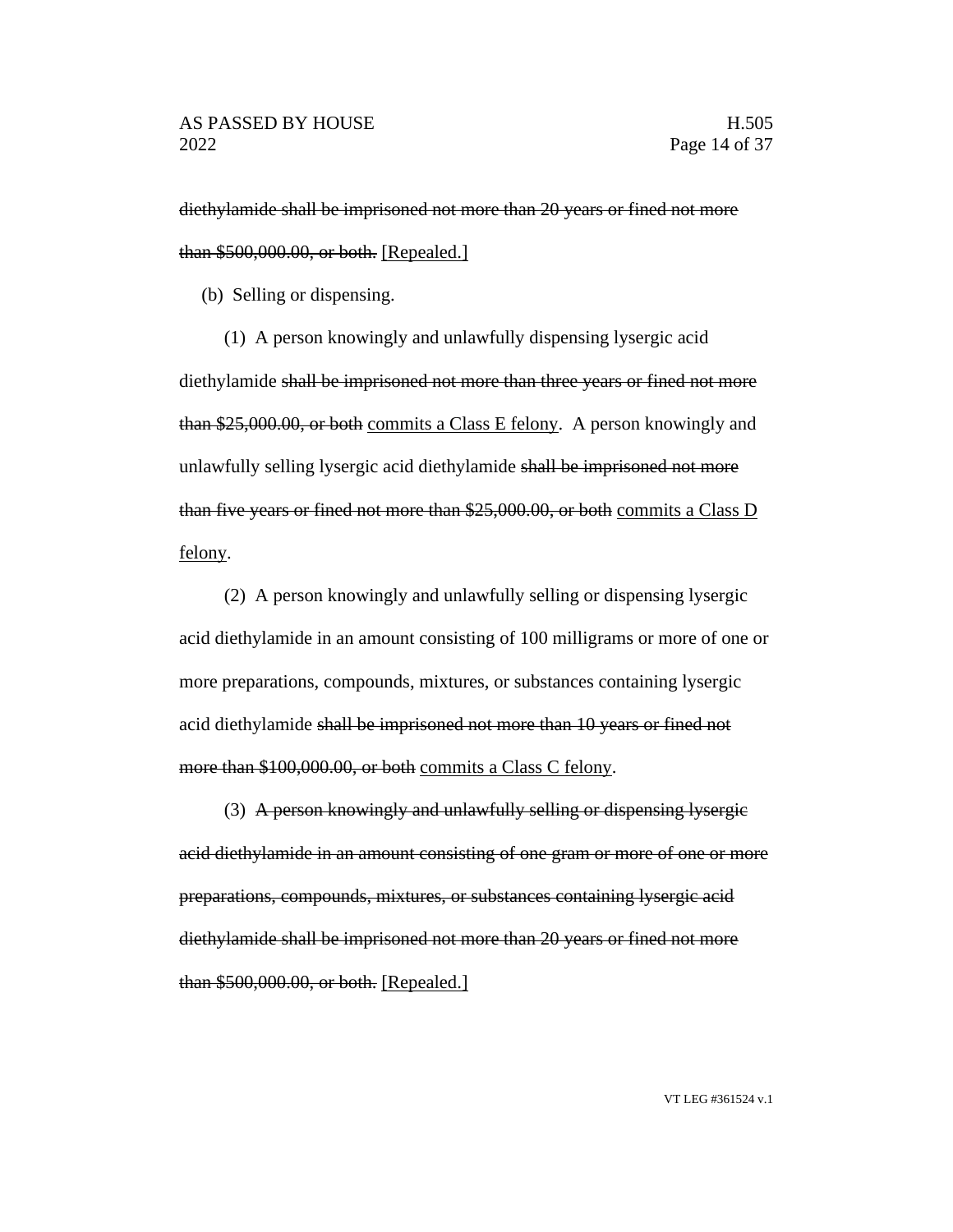~~diethylamide shall be imprisoned not more than 20 years or fined not more than $500,000.00, or both.~~ <u>[Repealed.]</u>

(b) Selling or dispensing.

(1) A person knowingly and unlawfully dispensing lysergic acid diethylamide ~~shall be imprisoned not more than three years or fined not more than $25,000.00, or both~~ <u>commits a Class E felony</u>. A person knowingly and unlawfully selling lysergic acid diethylamide ~~shall be imprisoned not more than five years or fined not more than $25,000.00, or both~~ <u>commits a Class D felony</u>.

(2) A person knowingly and unlawfully selling or dispensing lysergic acid diethylamide in an amount consisting of 100 milligrams or more of one or more preparations, compounds, mixtures, or substances containing lysergic acid diethylamide ~~shall be imprisoned not more than 10 years or fined not more than $100,000.00, or both~~ <u>commits a Class C felony</u>.

(3) ~~A person knowingly and unlawfully selling or dispensing lysergic acid diethylamide in an amount consisting of one gram or more of one or more preparations, compounds, mixtures, or substances containing lysergic acid diethylamide shall be imprisoned not more than 20 years or fined not more than $500,000.00, or both.~~ <u>[Repealed.]</u>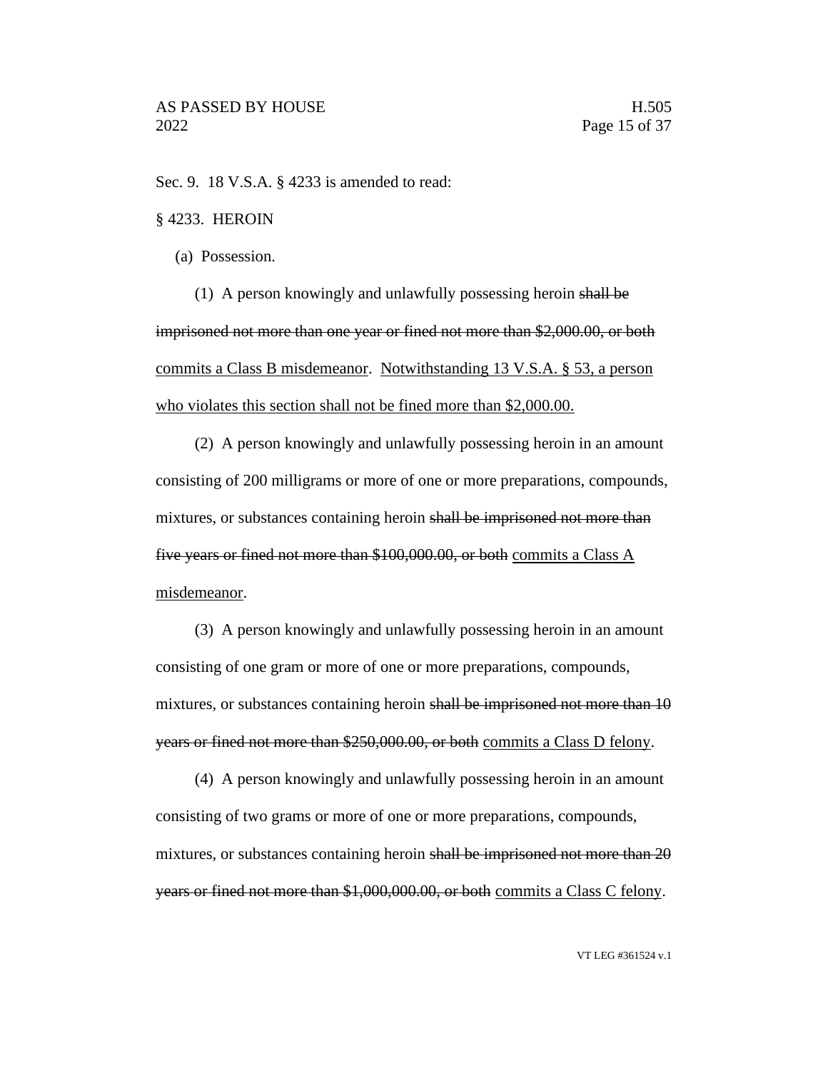Sec. 9. 18 V.S.A. § 4233 is amended to read:

§ 4233. HEROIN

(a) Possession.

(1) A person knowingly and unlawfully possessing heroin ~~shall be imprisoned not more than one year or fined not more than $2,000.00, or both~~ <u>commits a Class B misdemeanor</u>. <u>Notwithstanding 13 V.S.A. § 53, a person who violates this section shall not be fined more than $2,000.00.</u>

(2) A person knowingly and unlawfully possessing heroin in an amount consisting of 200 milligrams or more of one or more preparations, compounds, mixtures, or substances containing heroin ~~shall be imprisoned not more than five years or fined not more than $100,000.00, or both~~ <u>commits a Class A misdemeanor</u>.

(3) A person knowingly and unlawfully possessing heroin in an amount consisting of one gram or more of one or more preparations, compounds, mixtures, or substances containing heroin ~~shall be imprisoned not more than 10 years or fined not more than $250,000.00, or both~~ <u>commits a Class D felony</u>.

(4) A person knowingly and unlawfully possessing heroin in an amount consisting of two grams or more of one or more preparations, compounds, mixtures, or substances containing heroin ~~shall be imprisoned not more than 20 years or fined not more than $1,000,000.00, or both~~ <u>commits a Class C felony</u>.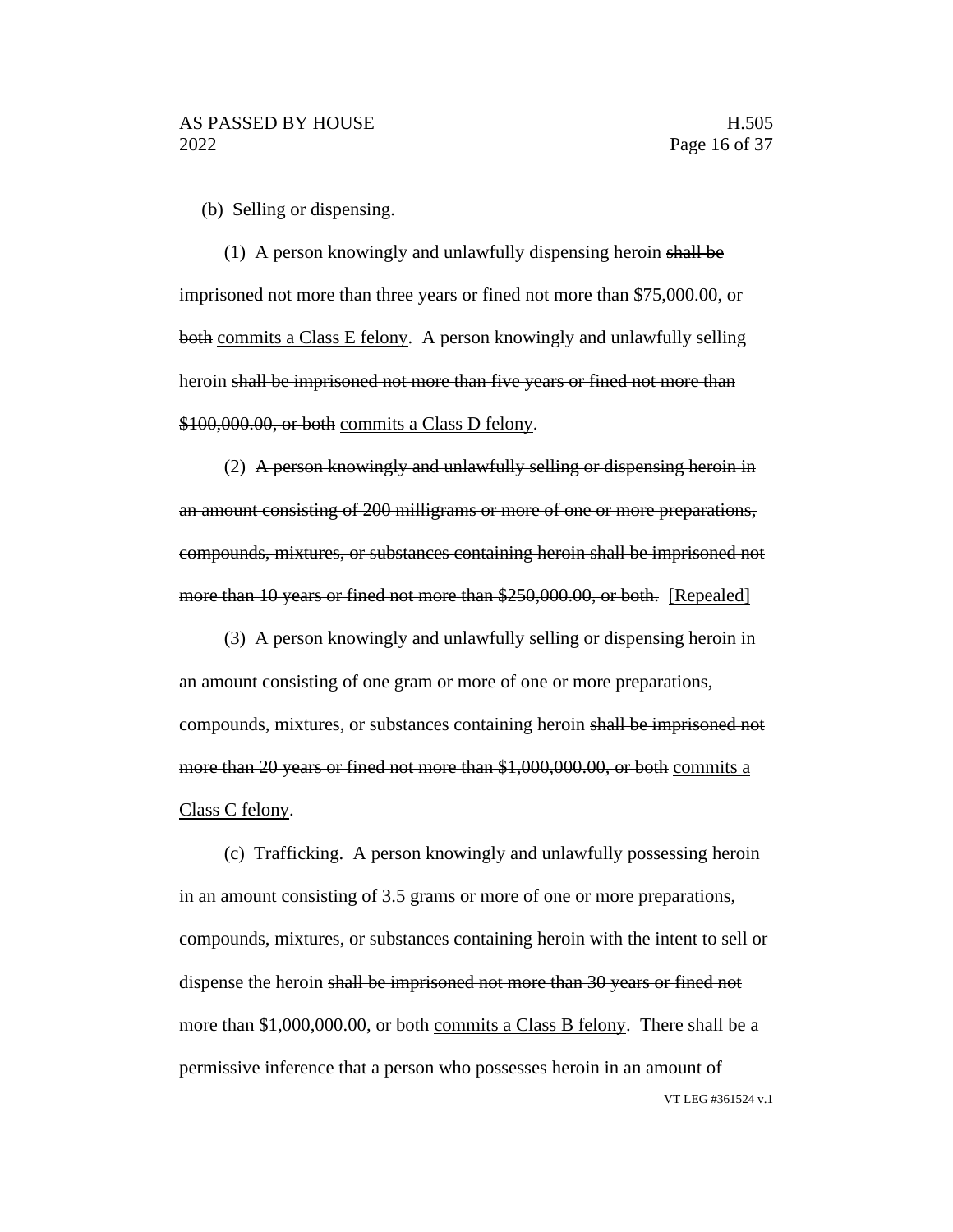(b) Selling or dispensing.

(1) A person knowingly and unlawfully dispensing heroin ~~shall be imprisoned not more than three years or fined not more than $75,000.00, or both~~ <u>commits a Class E felony</u>. A person knowingly and unlawfully selling heroin ~~shall be imprisoned not more than five years or fined not more than $100,000.00, or both~~ <u>commits a Class D felony</u>.

(2) ~~A person knowingly and unlawfully selling or dispensing heroin in an amount consisting of 200 milligrams or more of one or more preparations, compounds, mixtures, or substances containing heroin shall be imprisoned not more than 10 years or fined not more than $250,000.00, or both.~~ <u>[Repealed]</u>

(3) A person knowingly and unlawfully selling or dispensing heroin in an amount consisting of one gram or more of one or more preparations, compounds, mixtures, or substances containing heroin ~~shall be imprisoned not more than 20 years or fined not more than $1,000,000.00, or both~~ <u>commits a Class C felony</u>.

(c) Trafficking. A person knowingly and unlawfully possessing heroin in an amount consisting of 3.5 grams or more of one or more preparations, compounds, mixtures, or substances containing heroin with the intent to sell or dispense the heroin ~~shall be imprisoned not more than 30 years or fined not more than $1,000,000.00, or both~~ <u>commits a Class B felony</u>. There shall be a permissive inference that a person who possesses heroin in an amount of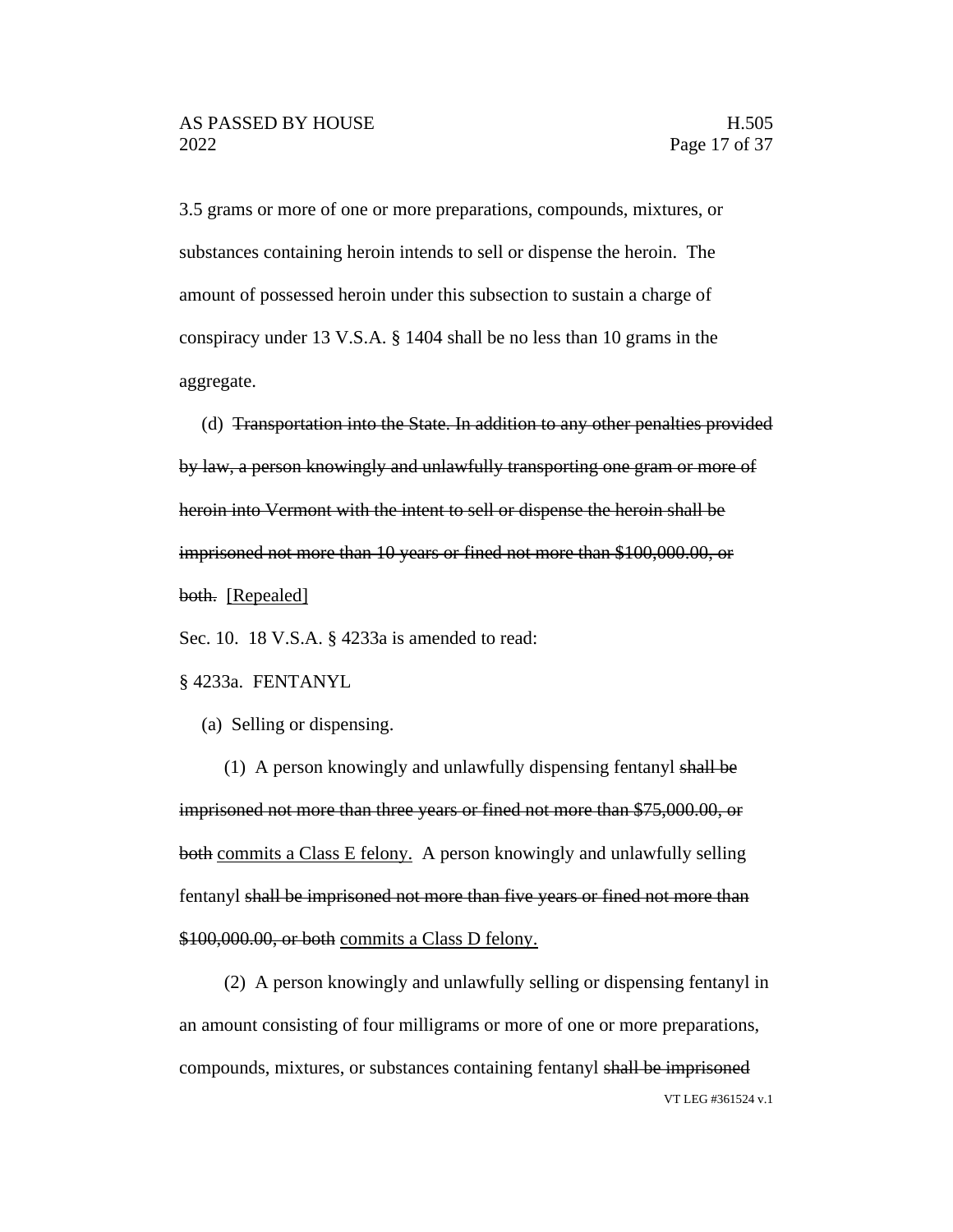3.5 grams or more of one or more preparations, compounds, mixtures, or substances containing heroin intends to sell or dispense the heroin. The amount of possessed heroin under this subsection to sustain a charge of conspiracy under 13 V.S.A. § 1404 shall be no less than 10 grams in the aggregate.

(d) ~~Transportation into the State. In addition to any other penalties provided by law, a person knowingly and unlawfully transporting one gram or more of heroin into Vermont with the intent to sell or dispense the heroin shall be imprisoned not more than 10 years or fined not more than $100,000.00, or both.~~ <u>[Repealed]</u>

Sec. 10. 18 V.S.A. § 4233a is amended to read:

§ 4233a. FENTANYL

(a) Selling or dispensing.

(1) A person knowingly and unlawfully dispensing fentanyl ~~shall be imprisoned not more than three years or fined not more than $75,000.00, or both~~ <u>commits a Class E felony.</u> A person knowingly and unlawfully selling fentanyl ~~shall be imprisoned not more than five years or fined not more than $100,000.00, or both~~ <u>commits a Class D felony.</u>

(2) A person knowingly and unlawfully selling or dispensing fentanyl in an amount consisting of four milligrams or more of one or more preparations, compounds, mixtures, or substances containing fentanyl ~~shall be imprisoned~~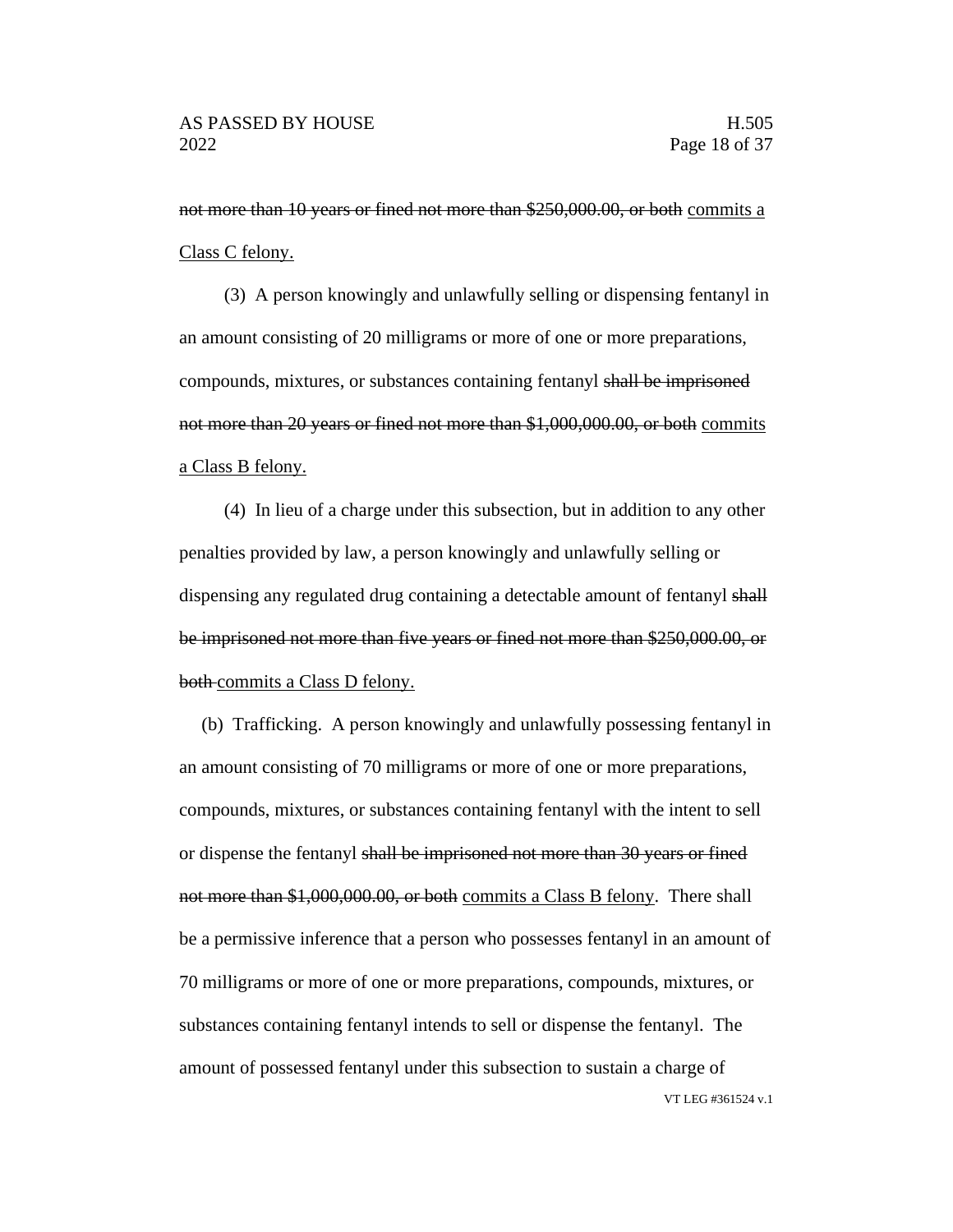~~not more than 10 years or fined not more than $250,000.00, or both~~ <u>commits a Class C felony.</u>

(3) A person knowingly and unlawfully selling or dispensing fentanyl in an amount consisting of 20 milligrams or more of one or more preparations, compounds, mixtures, or substances containing fentanyl ~~shall be imprisoned not more than 20 years or fined not more than $1,000,000.00, or both~~ <u>commits a Class B felony.</u>

(4) In lieu of a charge under this subsection, but in addition to any other penalties provided by law, a person knowingly and unlawfully selling or dispensing any regulated drug containing a detectable amount of fentanyl ~~shall be imprisoned not more than five years or fined not more than $250,000.00, or both~~ <u>commits a Class D felony.</u>

(b) Trafficking. A person knowingly and unlawfully possessing fentanyl in an amount consisting of 70 milligrams or more of one or more preparations, compounds, mixtures, or substances containing fentanyl with the intent to sell or dispense the fentanyl ~~shall be imprisoned not more than 30 years or fined not more than $1,000,000.00, or both~~ <u>commits a Class B felony</u>. There shall be a permissive inference that a person who possesses fentanyl in an amount of 70 milligrams or more of one or more preparations, compounds, mixtures, or substances containing fentanyl intends to sell or dispense the fentanyl. The amount of possessed fentanyl under this subsection to sustain a charge of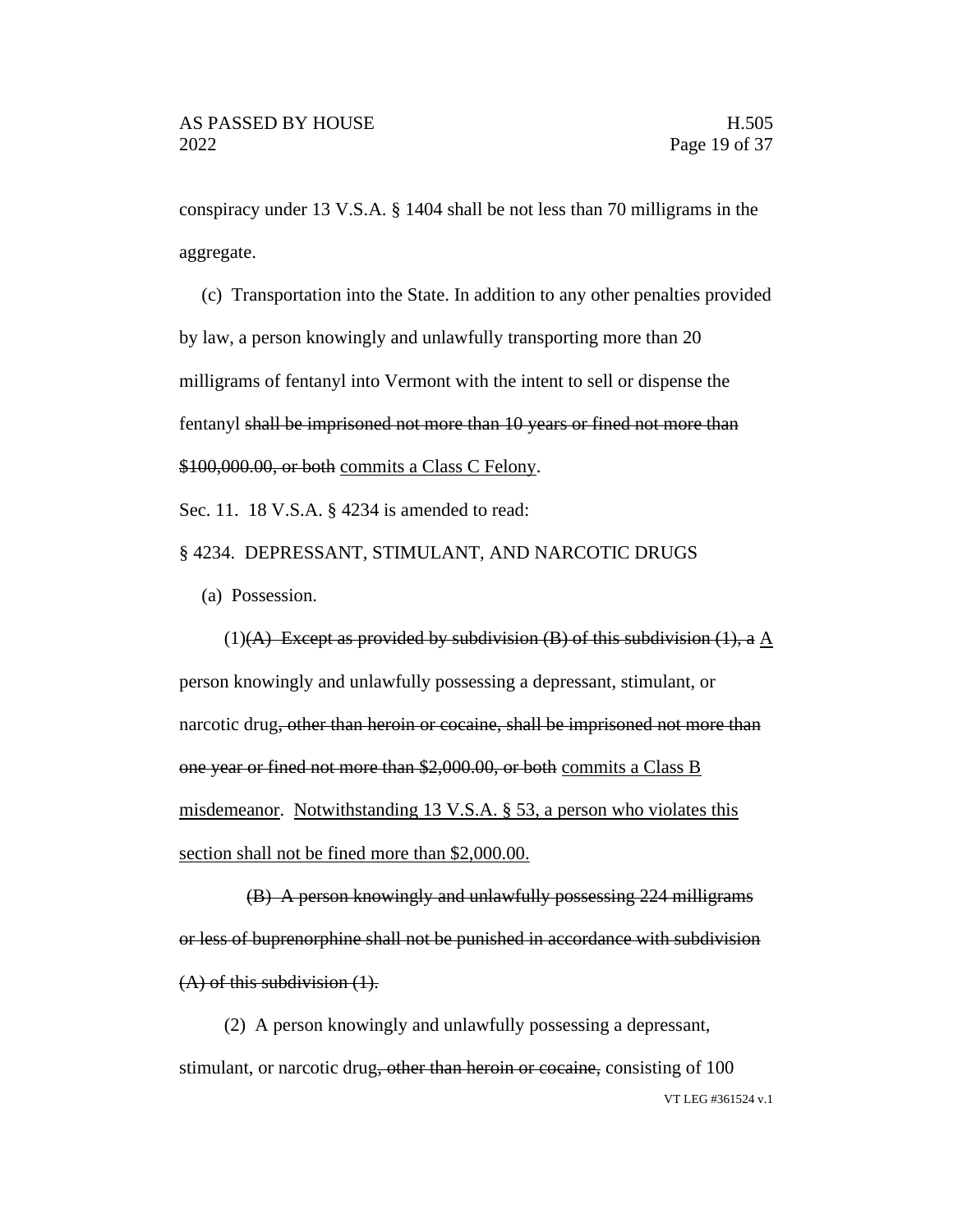conspiracy under 13 V.S.A. § 1404 shall be not less than 70 milligrams in the aggregate.

(c) Transportation into the State. In addition to any other penalties provided by law, a person knowingly and unlawfully transporting more than 20 milligrams of fentanyl into Vermont with the intent to sell or dispense the fentanyl ~~shall be imprisoned not more than 10 years or fined not more than $100,000.00, or both~~ <u>commits a Class C Felony</u>.

Sec. 11. 18 V.S.A. § 4234 is amended to read:

§ 4234. DEPRESSANT, STIMULANT, AND NARCOTIC DRUGS

(a) Possession.

(1)~~(A) Except as provided by subdivision (B) of this subdivision (1), a~~ <u>A</u> person knowingly and unlawfully possessing a depressant, stimulant, or narcotic drug~~, other than heroin or cocaine, shall be imprisoned not more than one year or fined not more than $2,000.00, or both~~ <u>commits a Class B misdemeanor</u>. <u>Notwithstanding 13 V.S.A. § 53, a person who violates this section shall not be fined more than $2,000.00.</u>

~~(B) A person knowingly and unlawfully possessing 224 milligrams or less of buprenorphine shall not be punished in accordance with subdivision (A) of this subdivision (1).~~

(2) A person knowingly and unlawfully possessing a depressant, stimulant, or narcotic drug~~, other than heroin or cocaine,~~ consisting of 100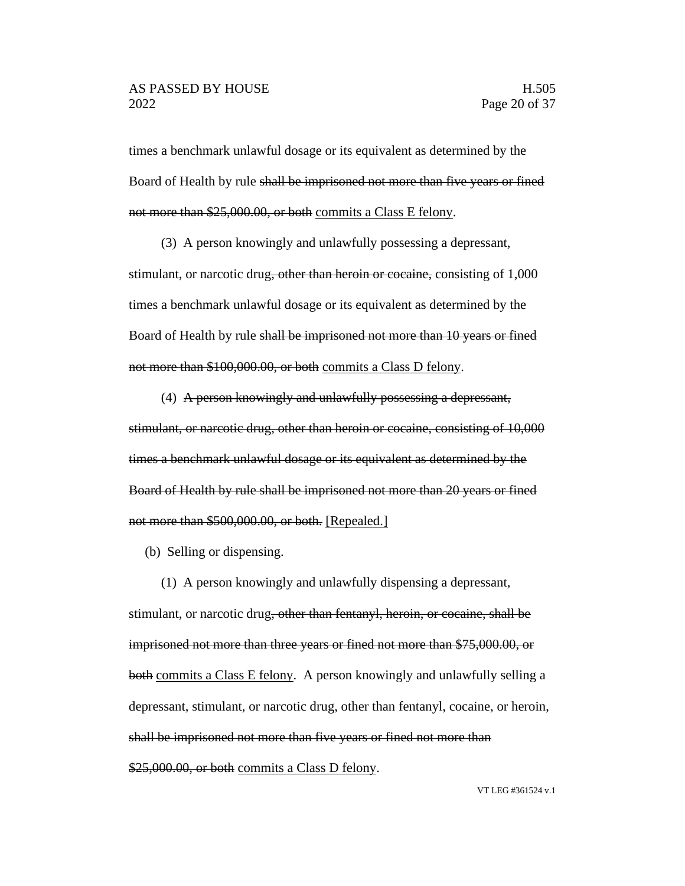times a benchmark unlawful dosage or its equivalent as determined by the Board of Health by rule ~~shall be imprisoned not more than five years or fined not more than $25,000.00, or both~~ commits a Class E felony.

(3) A person knowingly and unlawfully possessing a depressant, stimulant, or narcotic drug~~, other than heroin or cocaine,~~ consisting of 1,000 times a benchmark unlawful dosage or its equivalent as determined by the Board of Health by rule ~~shall be imprisoned not more than 10 years or fined not more than $100,000.00, or both~~ commits a Class D felony.

(4) ~~A person knowingly and unlawfully possessing a depressant, stimulant, or narcotic drug, other than heroin or cocaine, consisting of 10,000 times a benchmark unlawful dosage or its equivalent as determined by the Board of Health by rule shall be imprisoned not more than 20 years or fined not more than $500,000.00, or both.~~ [Repealed.]

(b) Selling or dispensing.

(1) A person knowingly and unlawfully dispensing a depressant, stimulant, or narcotic drug~~, other than fentanyl, heroin, or cocaine, shall be imprisoned not more than three years or fined not more than $75,000.00, or both~~ commits a Class E felony. A person knowingly and unlawfully selling a depressant, stimulant, or narcotic drug, other than fentanyl, cocaine, or heroin, ~~shall be imprisoned not more than five years or fined not more than $25,000.00, or both~~ commits a Class D felony.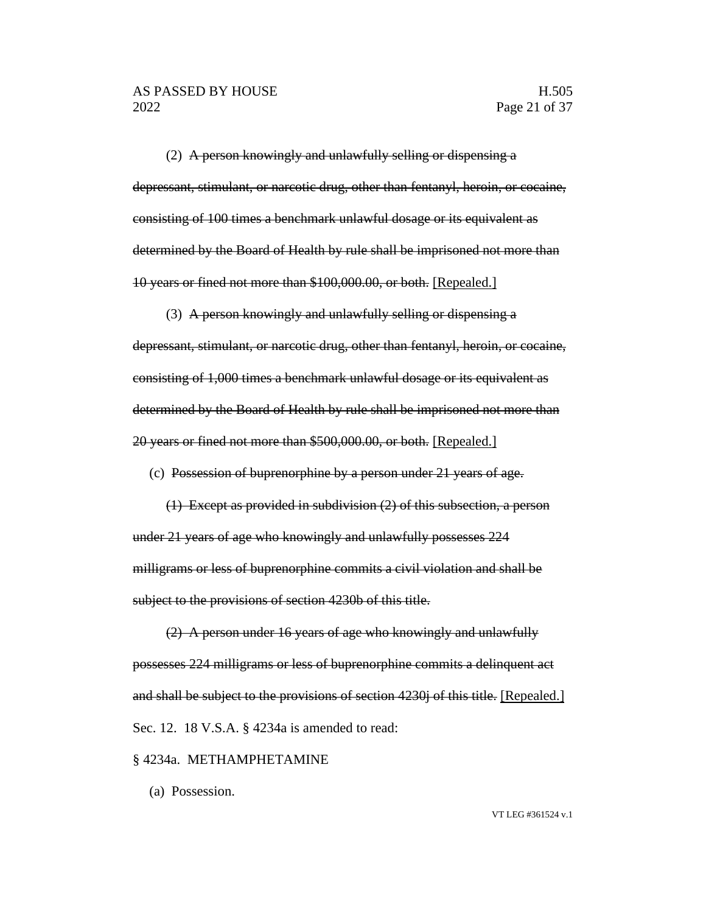(2) ~~A person knowingly and unlawfully selling or dispensing a depressant, stimulant, or narcotic drug, other than fentanyl, heroin, or cocaine, consisting of 100 times a benchmark unlawful dosage or its equivalent as determined by the Board of Health by rule shall be imprisoned not more than 10 years or fined not more than $100,000.00, or both.~~ <u>[Repealed.]</u>

(3) ~~A person knowingly and unlawfully selling or dispensing a depressant, stimulant, or narcotic drug, other than fentanyl, heroin, or cocaine, consisting of 1,000 times a benchmark unlawful dosage or its equivalent as determined by the Board of Health by rule shall be imprisoned not more than 20 years or fined not more than $500,000.00, or both.~~ <u>[Repealed.]</u>

(c) ~~Possession of buprenorphine by a person under 21 years of age.~~

~~(1) Except as provided in subdivision (2) of this subsection, a person under 21 years of age who knowingly and unlawfully possesses 224 milligrams or less of buprenorphine commits a civil violation and shall be subject to the provisions of section 4230b of this title.~~

~~(2) A person under 16 years of age who knowingly and unlawfully possesses 224 milligrams or less of buprenorphine commits a delinquent act and shall be subject to the provisions of section 4230j of this title.~~ <u>[Repealed.]</u>

Sec. 12. 18 V.S.A. § 4234a is amended to read:

§ 4234a. METHAMPHETAMINE

(a) Possession.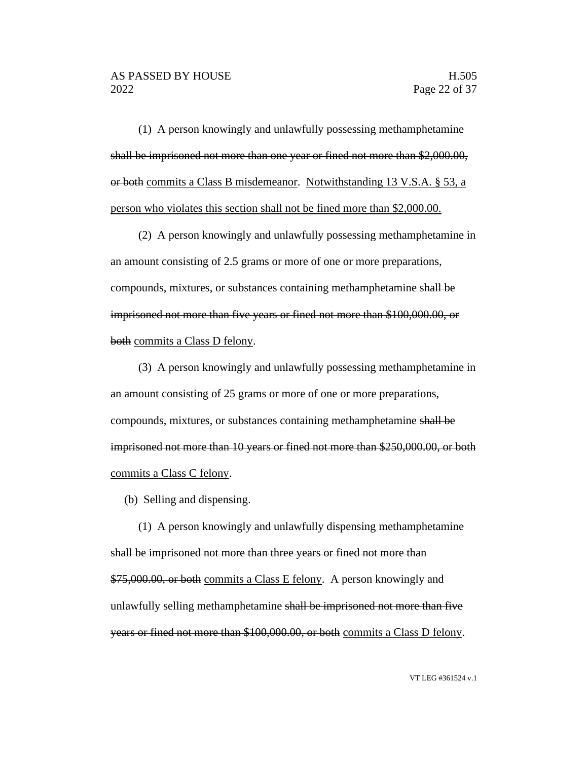(1) A person knowingly and unlawfully possessing methamphetamine ~~shall be imprisoned not more than one year or fined not more than $2,000.00, or both~~ <u>commits a Class B misdemeanor</u>. <u>Notwithstanding 13 V.S.A. § 53, a person who violates this section shall not be fined more than $2,000.00.</u>

(2) A person knowingly and unlawfully possessing methamphetamine in an amount consisting of 2.5 grams or more of one or more preparations, compounds, mixtures, or substances containing methamphetamine ~~shall be imprisoned not more than five years or fined not more than $100,000.00, or both~~ <u>commits a Class D felony</u>.

(3) A person knowingly and unlawfully possessing methamphetamine in an amount consisting of 25 grams or more of one or more preparations, compounds, mixtures, or substances containing methamphetamine ~~shall be imprisoned not more than 10 years or fined not more than $250,000.00, or both~~ <u>commits a Class C felony</u>.

(b) Selling and dispensing.

(1) A person knowingly and unlawfully dispensing methamphetamine ~~shall be imprisoned not more than three years or fined not more than $75,000.00, or both~~ <u>commits a Class E felony</u>. A person knowingly and unlawfully selling methamphetamine ~~shall be imprisoned not more than five years or fined not more than $100,000.00, or both~~ <u>commits a Class D felony</u>.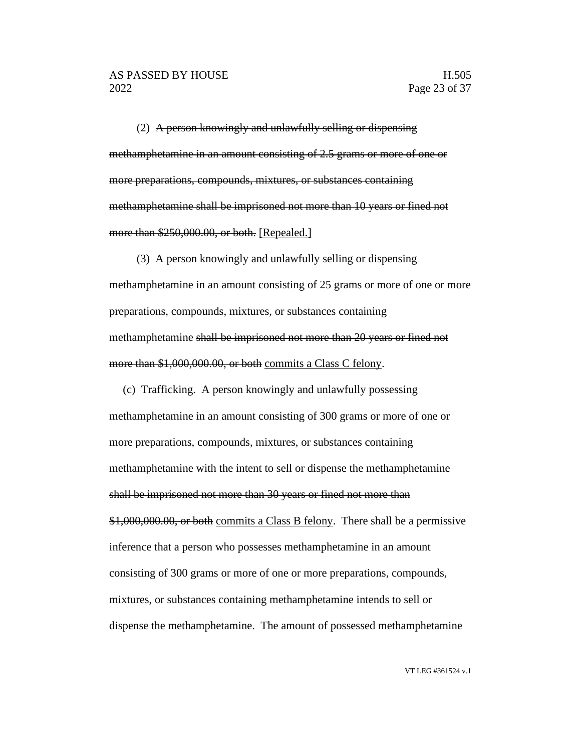(2) ~~A person knowingly and unlawfully selling or dispensing methamphetamine in an amount consisting of 2.5 grams or more of one or more preparations, compounds, mixtures, or substances containing methamphetamine shall be imprisoned not more than 10 years or fined not more than $250,000.00, or both.~~ <u>[Repealed.]</u>

(3) A person knowingly and unlawfully selling or dispensing methamphetamine in an amount consisting of 25 grams or more of one or more preparations, compounds, mixtures, or substances containing methamphetamine ~~shall be imprisoned not more than 20 years or fined not more than $1,000,000.00, or both~~ <u>commits a Class C felony</u>.

(c) Trafficking. A person knowingly and unlawfully possessing methamphetamine in an amount consisting of 300 grams or more of one or more preparations, compounds, mixtures, or substances containing methamphetamine with the intent to sell or dispense the methamphetamine ~~shall be imprisoned not more than 30 years or fined not more than $1,000,000.00, or both~~ <u>commits a Class B felony</u>. There shall be a permissive inference that a person who possesses methamphetamine in an amount consisting of 300 grams or more of one or more preparations, compounds, mixtures, or substances containing methamphetamine intends to sell or dispense the methamphetamine. The amount of possessed methamphetamine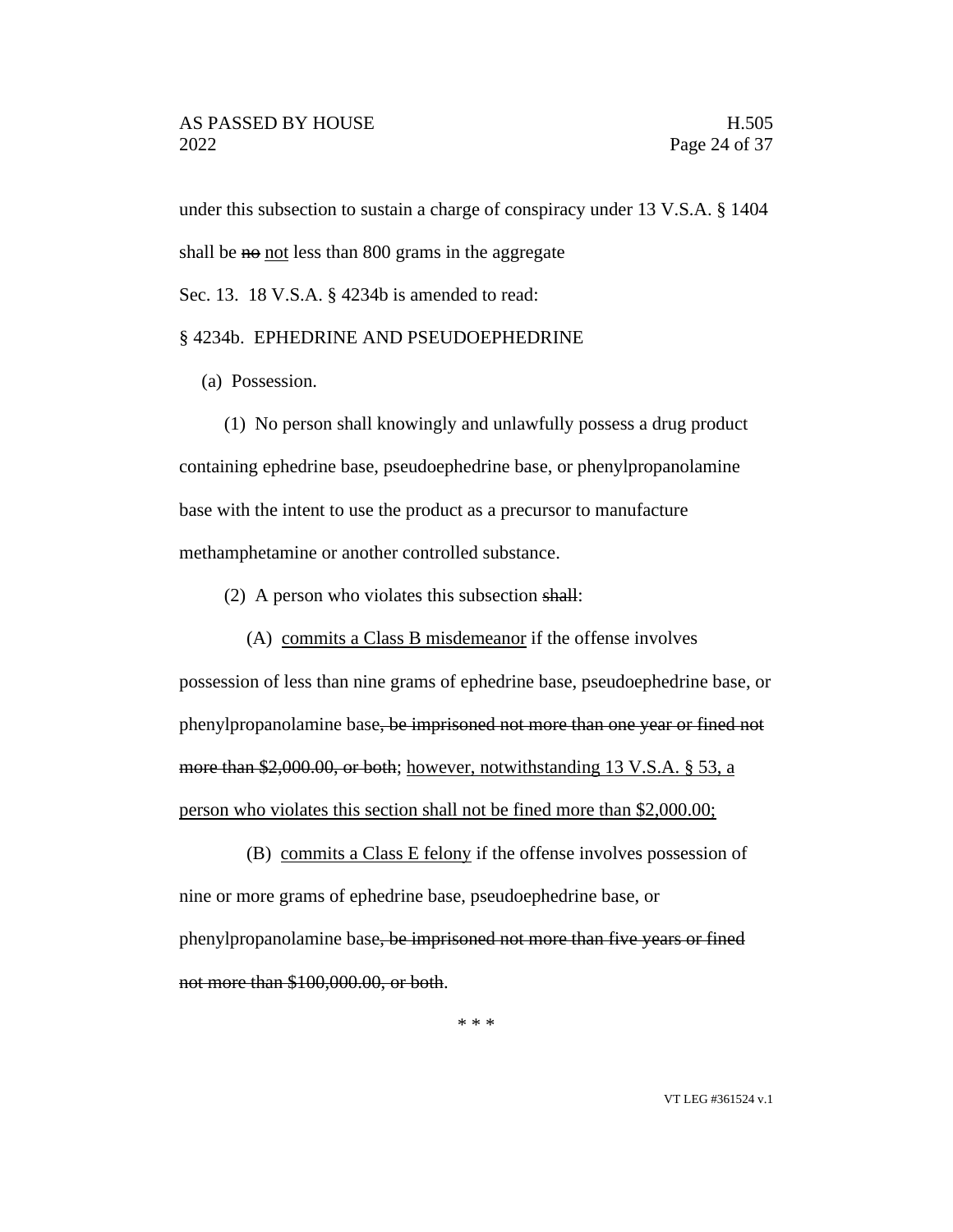under this subsection to sustain a charge of conspiracy under 13 V.S.A. § 1404 shall be ~~no~~ <u>not</u> less than 800 grams in the aggregate

Sec. 13. 18 V.S.A. § 4234b is amended to read:

§ 4234b. EPHEDRINE AND PSEUDOEPHEDRINE

(a) Possession.

(1) No person shall knowingly and unlawfully possess a drug product containing ephedrine base, pseudoephedrine base, or phenylpropanolamine base with the intent to use the product as a precursor to manufacture methamphetamine or another controlled substance.

(2) A person who violates this subsection ~~shall~~:

(A) <u>commits a Class B misdemeanor</u> if the offense involves possession of less than nine grams of ephedrine base, pseudoephedrine base, or phenylpropanolamine base~~, be imprisoned not more than one year or fined not more than \$2,000.00, or both~~; <u>however, notwithstanding 13 V.S.A. § 53, a person who violates this section shall not be fined more than \$2,000.00;</u>

(B) <u>commits a Class E felony</u> if the offense involves possession of nine or more grams of ephedrine base, pseudoephedrine base, or phenylpropanolamine base~~, be imprisoned not more than five years or fined not more than \$100,000.00, or both~~.

\* \* \*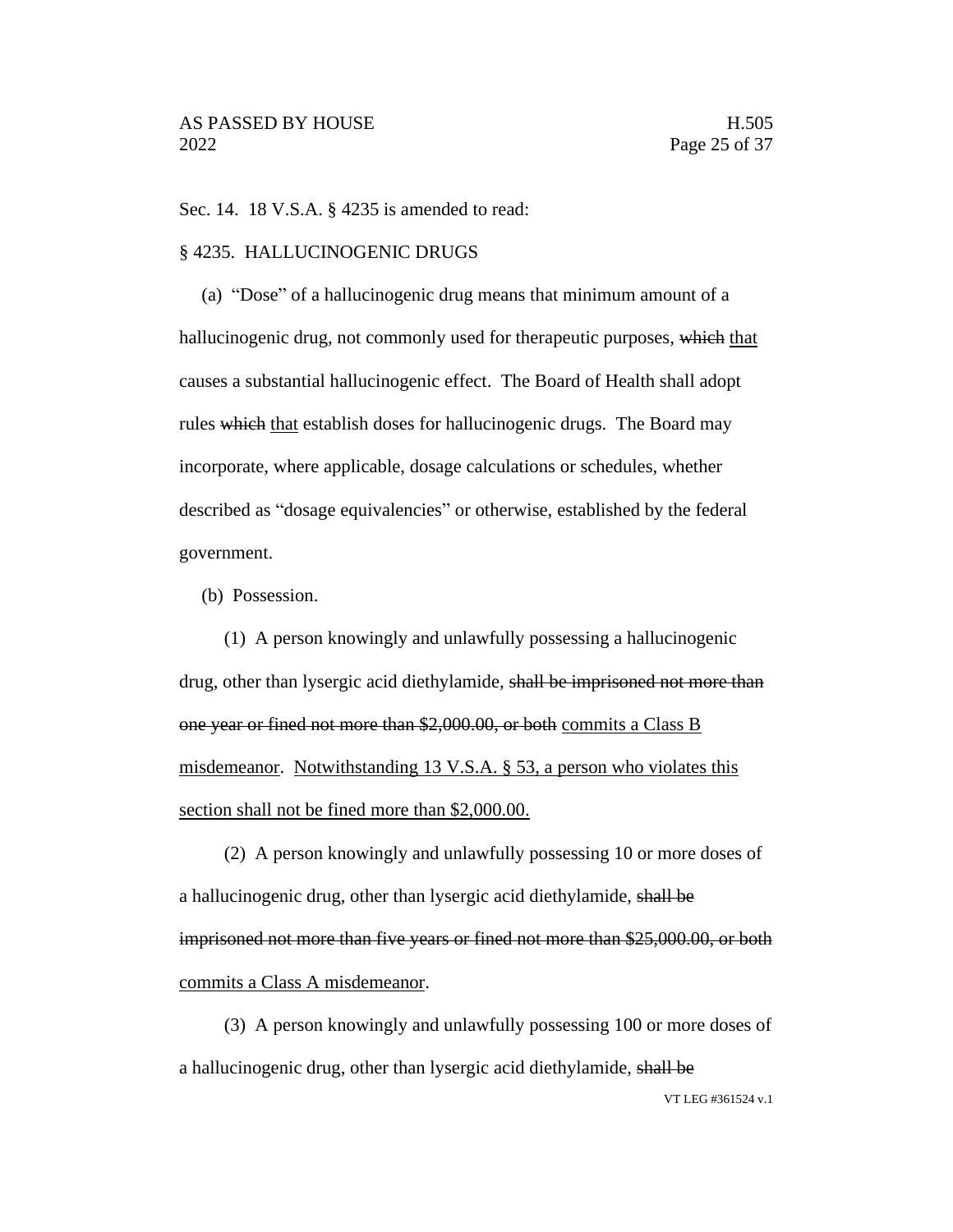Sec. 14. 18 V.S.A. § 4235 is amended to read:

§ 4235. HALLUCINOGENIC DRUGS

(a) "Dose" of a hallucinogenic drug means that minimum amount of a hallucinogenic drug, not commonly used for therapeutic purposes, ~~which~~ that causes a substantial hallucinogenic effect. The Board of Health shall adopt rules ~~which~~ that establish doses for hallucinogenic drugs. The Board may incorporate, where applicable, dosage calculations or schedules, whether described as "dosage equivalencies" or otherwise, established by the federal government.

(b) Possession.

(1) A person knowingly and unlawfully possessing a hallucinogenic drug, other than lysergic acid diethylamide, ~~shall be imprisoned not more than one year or fined not more than $2,000.00, or both~~ commits a Class B misdemeanor. Notwithstanding 13 V.S.A. § 53, a person who violates this section shall not be fined more than $2,000.00.

(2) A person knowingly and unlawfully possessing 10 or more doses of a hallucinogenic drug, other than lysergic acid diethylamide, ~~shall be imprisoned not more than five years or fined not more than $25,000.00, or both~~ commits a Class A misdemeanor.

(3) A person knowingly and unlawfully possessing 100 or more doses of a hallucinogenic drug, other than lysergic acid diethylamide, ~~shall be~~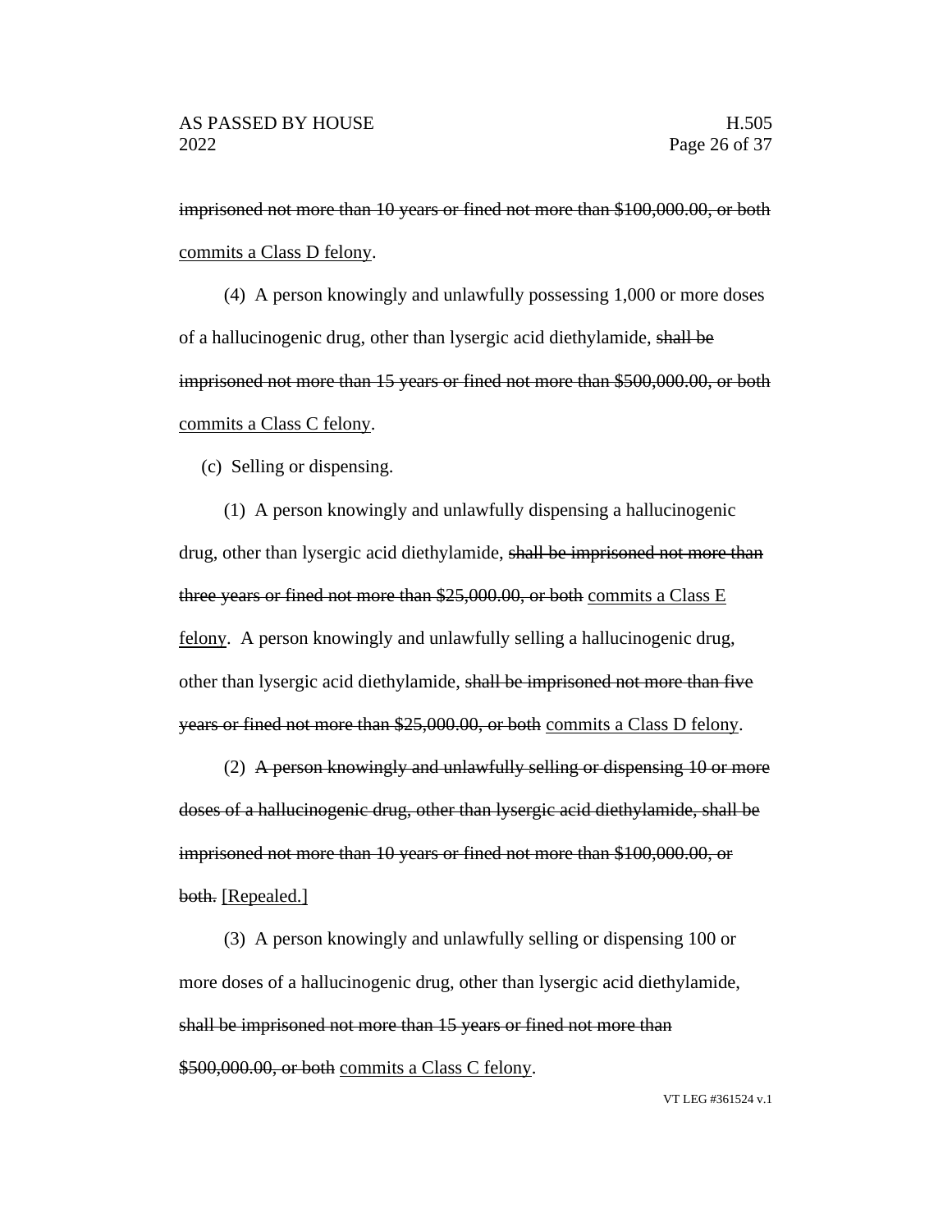~~imprisoned not more than 10 years or fined not more than $100,000.00, or both~~ <u>commits a Class D felony</u>.

(4) A person knowingly and unlawfully possessing 1,000 or more doses of a hallucinogenic drug, other than lysergic acid diethylamide, ~~shall be imprisoned not more than 15 years or fined not more than $500,000.00, or both~~ <u>commits a Class C felony</u>.

(c) Selling or dispensing.

(1) A person knowingly and unlawfully dispensing a hallucinogenic drug, other than lysergic acid diethylamide, ~~shall be imprisoned not more than three years or fined not more than $25,000.00, or both~~ <u>commits a Class E felony</u>. A person knowingly and unlawfully selling a hallucinogenic drug, other than lysergic acid diethylamide, ~~shall be imprisoned not more than five years or fined not more than $25,000.00, or both~~ <u>commits a Class D felony</u>.

(2) ~~A person knowingly and unlawfully selling or dispensing 10 or more doses of a hallucinogenic drug, other than lysergic acid diethylamide, shall be imprisoned not more than 10 years or fined not more than $100,000.00, or both.~~ <u>[Repealed.]</u>

(3) A person knowingly and unlawfully selling or dispensing 100 or more doses of a hallucinogenic drug, other than lysergic acid diethylamide, ~~shall be imprisoned not more than 15 years or fined not more than $500,000.00, or both~~ <u>commits a Class C felony</u>.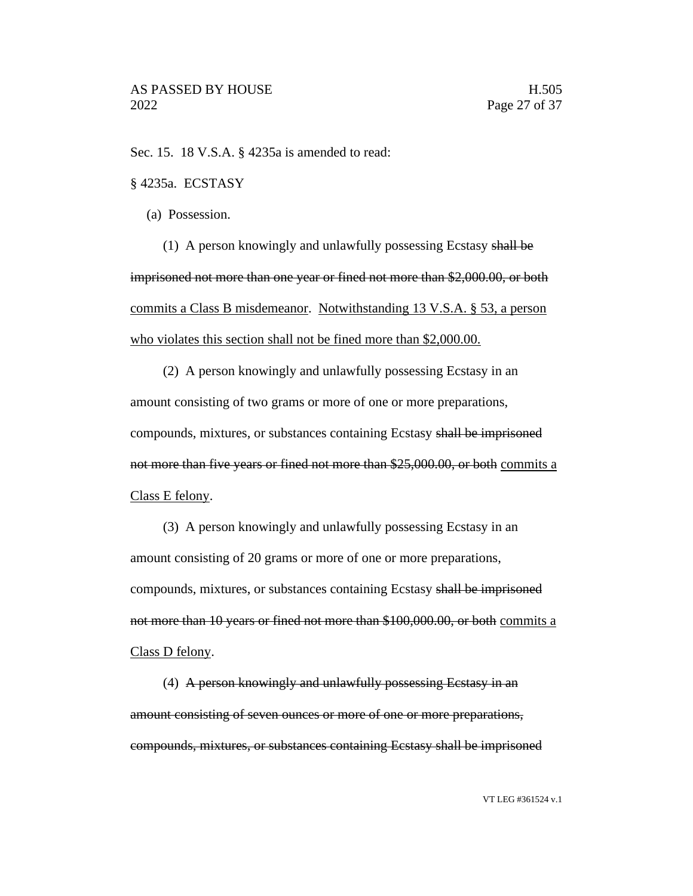Sec. 15. 18 V.S.A. § 4235a is amended to read:

§ 4235a. ECSTASY

(a) Possession.

(1) A person knowingly and unlawfully possessing Ecstasy ~~shall be imprisoned not more than one year or fined not more than $2,000.00, or both~~ <u>commits a Class B misdemeanor</u>. <u>Notwithstanding 13 V.S.A. § 53, a person who violates this section shall not be fined more than $2,000.00.</u>

(2) A person knowingly and unlawfully possessing Ecstasy in an amount consisting of two grams or more of one or more preparations, compounds, mixtures, or substances containing Ecstasy ~~shall be imprisoned not more than five years or fined not more than $25,000.00, or both~~ <u>commits a Class E felony</u>.

(3) A person knowingly and unlawfully possessing Ecstasy in an amount consisting of 20 grams or more of one or more preparations, compounds, mixtures, or substances containing Ecstasy ~~shall be imprisoned not more than 10 years or fined not more than $100,000.00, or both~~ <u>commits a Class D felony</u>.

(4) ~~A person knowingly and unlawfully possessing Ecstasy in an amount consisting of seven ounces or more of one or more preparations, compounds, mixtures, or substances containing Ecstasy shall be imprisoned~~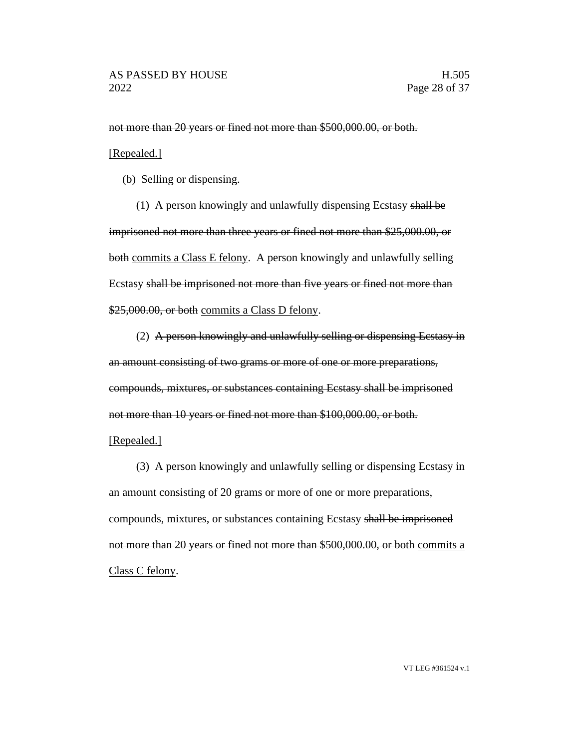~~not more than 20 years or fined not more than $500,000.00, or both.~~
<u>[Repealed.]</u>

(b) Selling or dispensing.

(1) A person knowingly and unlawfully dispensing Ecstasy ~~shall be imprisoned not more than three years or fined not more than $25,000.00, or both~~ <u>commits a Class E felony</u>. A person knowingly and unlawfully selling Ecstasy ~~shall be imprisoned not more than five years or fined not more than $25,000.00, or both~~ <u>commits a Class D felony</u>.

(2) ~~A person knowingly and unlawfully selling or dispensing Ecstasy in an amount consisting of two grams or more of one or more preparations, compounds, mixtures, or substances containing Ecstasy shall be imprisoned not more than 10 years or fined not more than $100,000.00, or both.~~
<u>[Repealed.]</u>

(3) A person knowingly and unlawfully selling or dispensing Ecstasy in an amount consisting of 20 grams or more of one or more preparations, compounds, mixtures, or substances containing Ecstasy ~~shall be imprisoned not more than 20 years or fined not more than $500,000.00, or both~~ <u>commits a Class C felony</u>.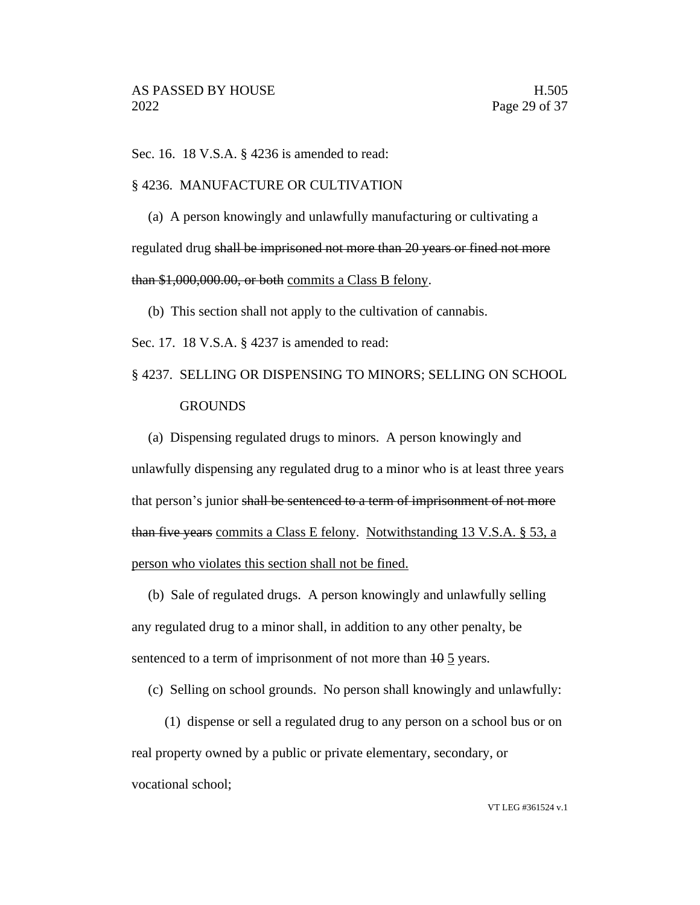Sec. 16. 18 V.S.A. § 4236 is amended to read:

§ 4236. MANUFACTURE OR CULTIVATION

(a) A person knowingly and unlawfully manufacturing or cultivating a regulated drug ~~shall be imprisoned not more than 20 years or fined not more than $1,000,000.00, or both~~ commits a Class B felony.

(b) This section shall not apply to the cultivation of cannabis.

Sec. 17. 18 V.S.A. § 4237 is amended to read:

§ 4237. SELLING OR DISPENSING TO MINORS; SELLING ON SCHOOL GROUNDS

(a) Dispensing regulated drugs to minors. A person knowingly and unlawfully dispensing any regulated drug to a minor who is at least three years that person's junior ~~shall be sentenced to a term of imprisonment of not more than five years~~ commits a Class E felony. Notwithstanding 13 V.S.A. § 53, a person who violates this section shall not be fined.

(b) Sale of regulated drugs. A person knowingly and unlawfully selling any regulated drug to a minor shall, in addition to any other penalty, be sentenced to a term of imprisonment of not more than ~~10~~ 5 years.

(c) Selling on school grounds. No person shall knowingly and unlawfully:

(1) dispense or sell a regulated drug to any person on a school bus or on real property owned by a public or private elementary, secondary, or vocational school;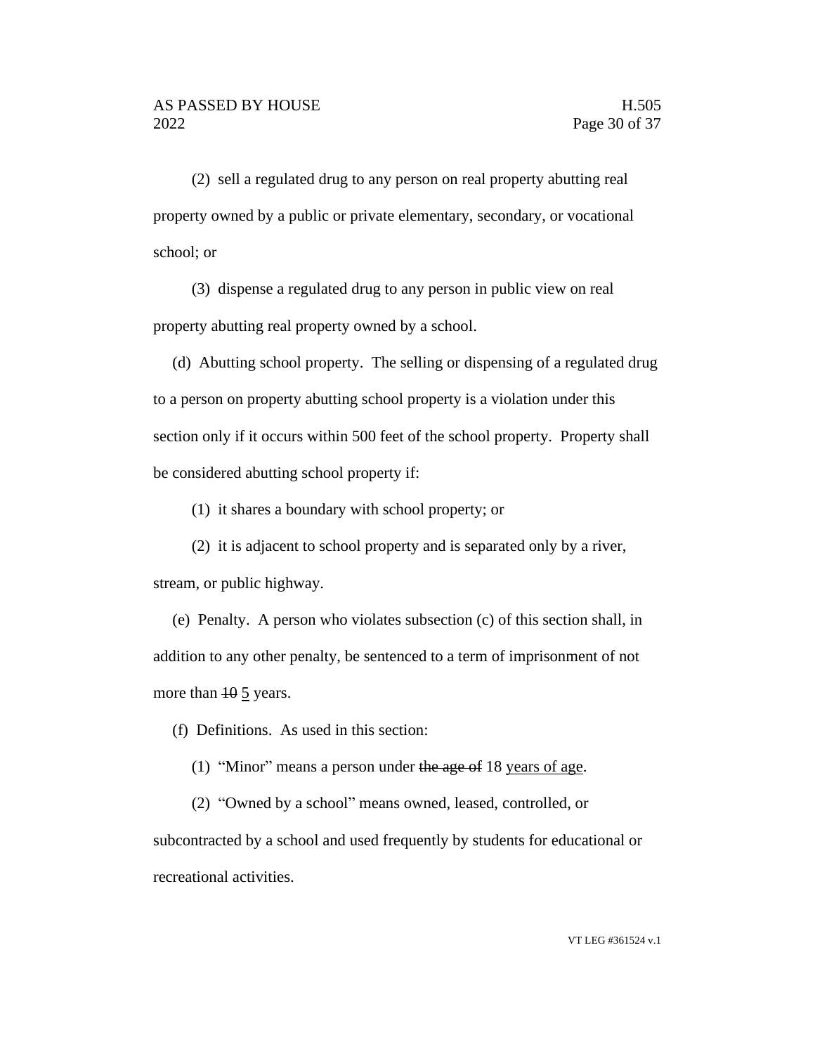(2) sell a regulated drug to any person on real property abutting real property owned by a public or private elementary, secondary, or vocational school; or

(3) dispense a regulated drug to any person in public view on real property abutting real property owned by a school.

(d) Abutting school property. The selling or dispensing of a regulated drug to a person on property abutting school property is a violation under this section only if it occurs within 500 feet of the school property. Property shall be considered abutting school property if:

(1) it shares a boundary with school property; or

(2) it is adjacent to school property and is separated only by a river, stream, or public highway.

(e) Penalty. A person who violates subsection (c) of this section shall, in addition to any other penalty, be sentenced to a term of imprisonment of not more than ~~10~~ 5 years.

(f) Definitions. As used in this section:

(1) "Minor" means a person under ~~the age of~~ 18 years of age.

(2) "Owned by a school" means owned, leased, controlled, or subcontracted by a school and used frequently by students for educational or recreational activities.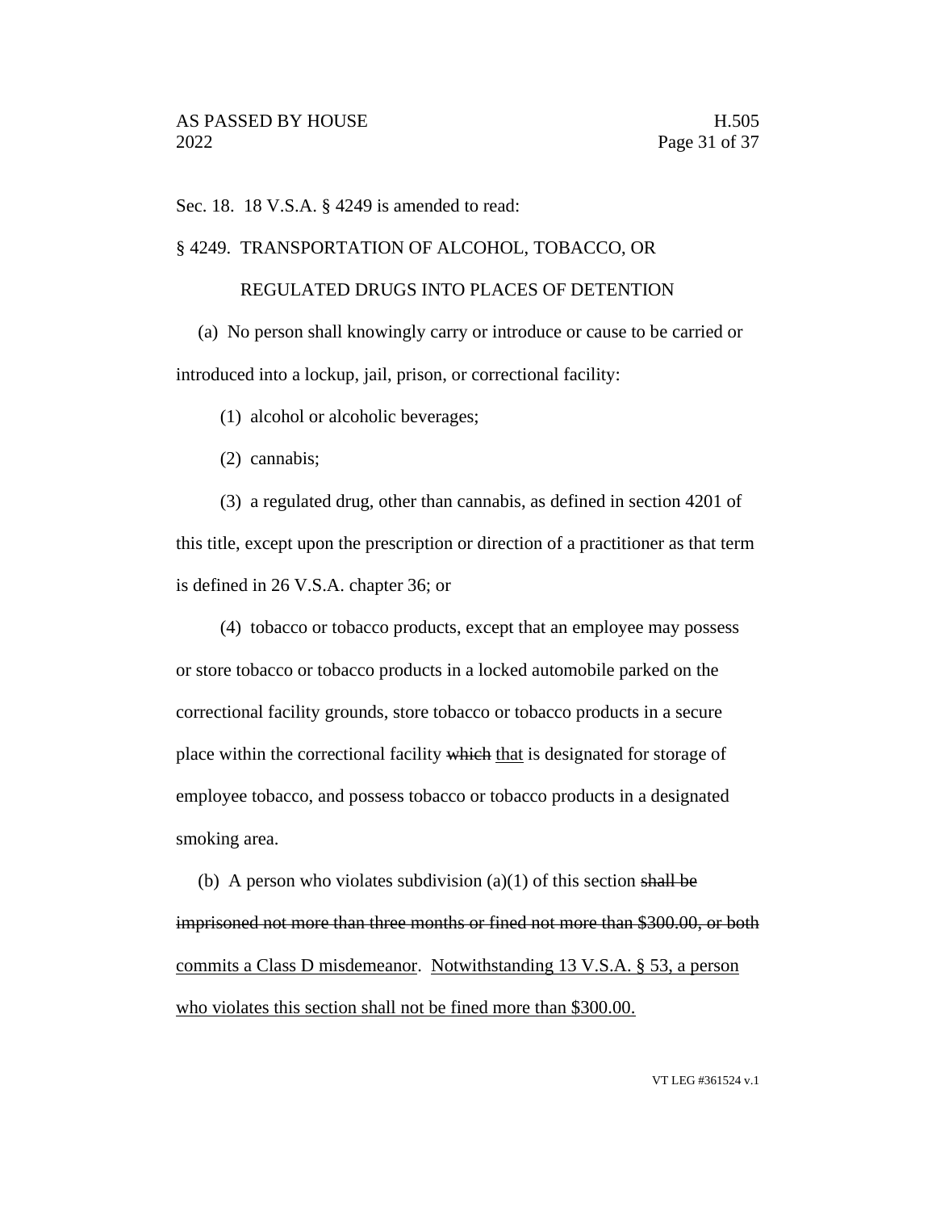Sec. 18. 18 V.S.A. § 4249 is amended to read:

§ 4249. TRANSPORTATION OF ALCOHOL, TOBACCO, OR REGULATED DRUGS INTO PLACES OF DETENTION

(a) No person shall knowingly carry or introduce or cause to be carried or introduced into a lockup, jail, prison, or correctional facility:

(1) alcohol or alcoholic beverages;

(2) cannabis;

(3) a regulated drug, other than cannabis, as defined in section 4201 of this title, except upon the prescription or direction of a practitioner as that term is defined in 26 V.S.A. chapter 36; or

(4) tobacco or tobacco products, except that an employee may possess or store tobacco or tobacco products in a locked automobile parked on the correctional facility grounds, store tobacco or tobacco products in a secure place within the correctional facility ~~which~~ that is designated for storage of employee tobacco, and possess tobacco or tobacco products in a designated smoking area.

(b) A person who violates subdivision (a)(1) of this section ~~shall be imprisoned not more than three months or fined not more than $300.00, or both~~ commits a Class D misdemeanor. Notwithstanding 13 V.S.A. § 53, a person who violates this section shall not be fined more than $300.00.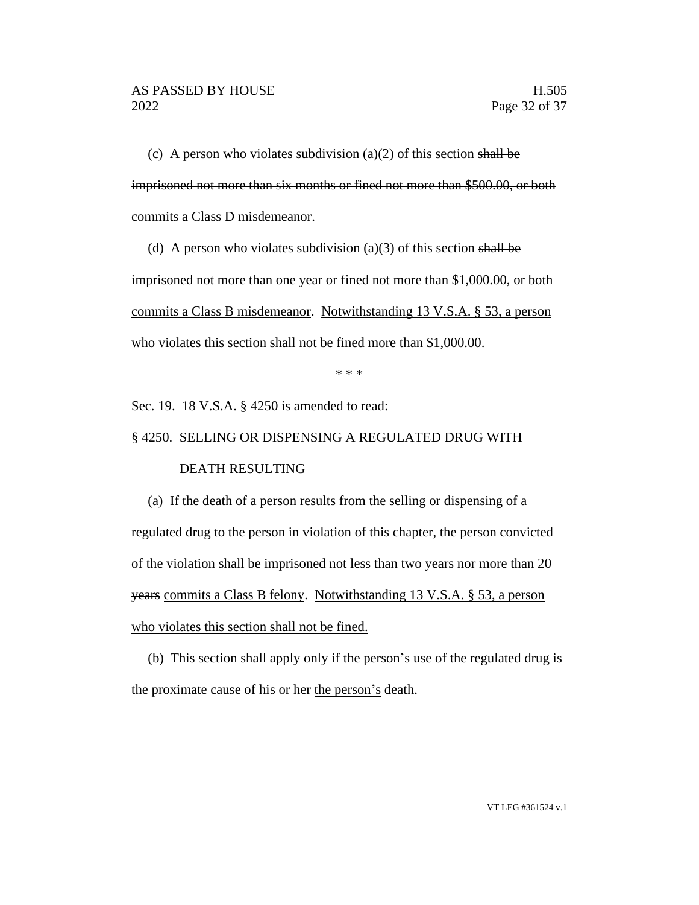(c) A person who violates subdivision (a)(2) of this section ~~shall be imprisoned not more than six months or fined not more than $500.00, or both~~ commits a Class D misdemeanor.

(d) A person who violates subdivision (a)(3) of this section ~~shall be imprisoned not more than one year or fined not more than $1,000.00, or both~~ commits a Class B misdemeanor. Notwithstanding 13 V.S.A. § 53, a person who violates this section shall not be fined more than $1,000.00.

\* \* \*

Sec. 19. 18 V.S.A. § 4250 is amended to read:

§ 4250. SELLING OR DISPENSING A REGULATED DRUG WITH DEATH RESULTING

(a) If the death of a person results from the selling or dispensing of a regulated drug to the person in violation of this chapter, the person convicted of the violation ~~shall be imprisoned not less than two years nor more than 20 years~~ commits a Class B felony. Notwithstanding 13 V.S.A. § 53, a person who violates this section shall not be fined.

(b) This section shall apply only if the person's use of the regulated drug is the proximate cause of ~~his or her~~ the person's death.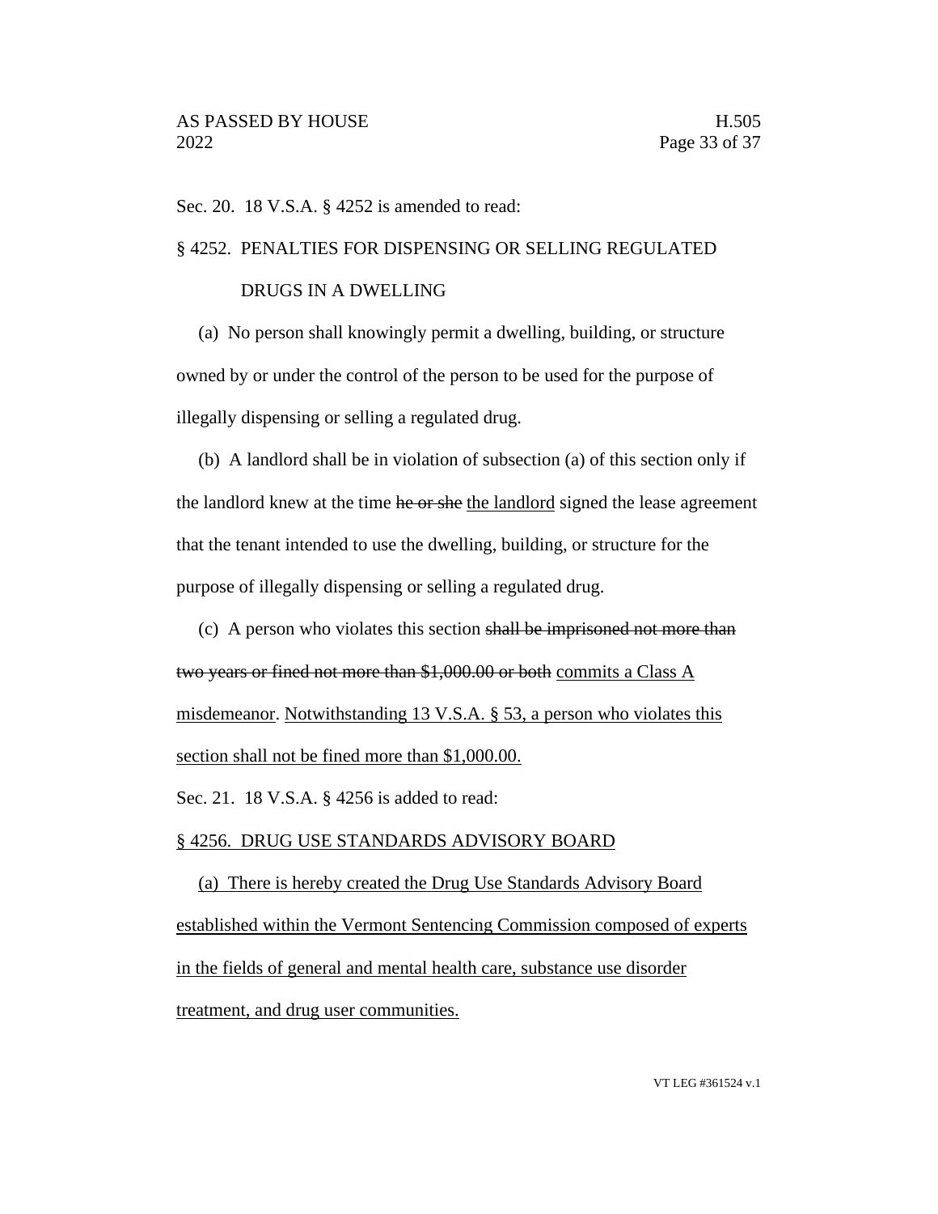Sec. 20. 18 V.S.A. § 4252 is amended to read:

§ 4252. PENALTIES FOR DISPENSING OR SELLING REGULATED DRUGS IN A DWELLING

(a) No person shall knowingly permit a dwelling, building, or structure owned by or under the control of the person to be used for the purpose of illegally dispensing or selling a regulated drug.

(b) A landlord shall be in violation of subsection (a) of this section only if the landlord knew at the time ~~he or she~~ <u>the landlord</u> signed the lease agreement that the tenant intended to use the dwelling, building, or structure for the purpose of illegally dispensing or selling a regulated drug.

(c) A person who violates this section ~~shall be imprisoned not more than two years or fined not more than $1,000.00 or both~~ <u>commits a Class A misdemeanor</u>. <u>Notwithstanding 13 V.S.A. § 53, a person who violates this section shall not be fined more than $1,000.00.</u>

Sec. 21. 18 V.S.A. § 4256 is added to read:

<u>§ 4256. DRUG USE STANDARDS ADVISORY BOARD</u>

<u>(a) There is hereby created the Drug Use Standards Advisory Board established within the Vermont Sentencing Commission composed of experts in the fields of general and mental health care, substance use disorder treatment, and drug user communities.</u>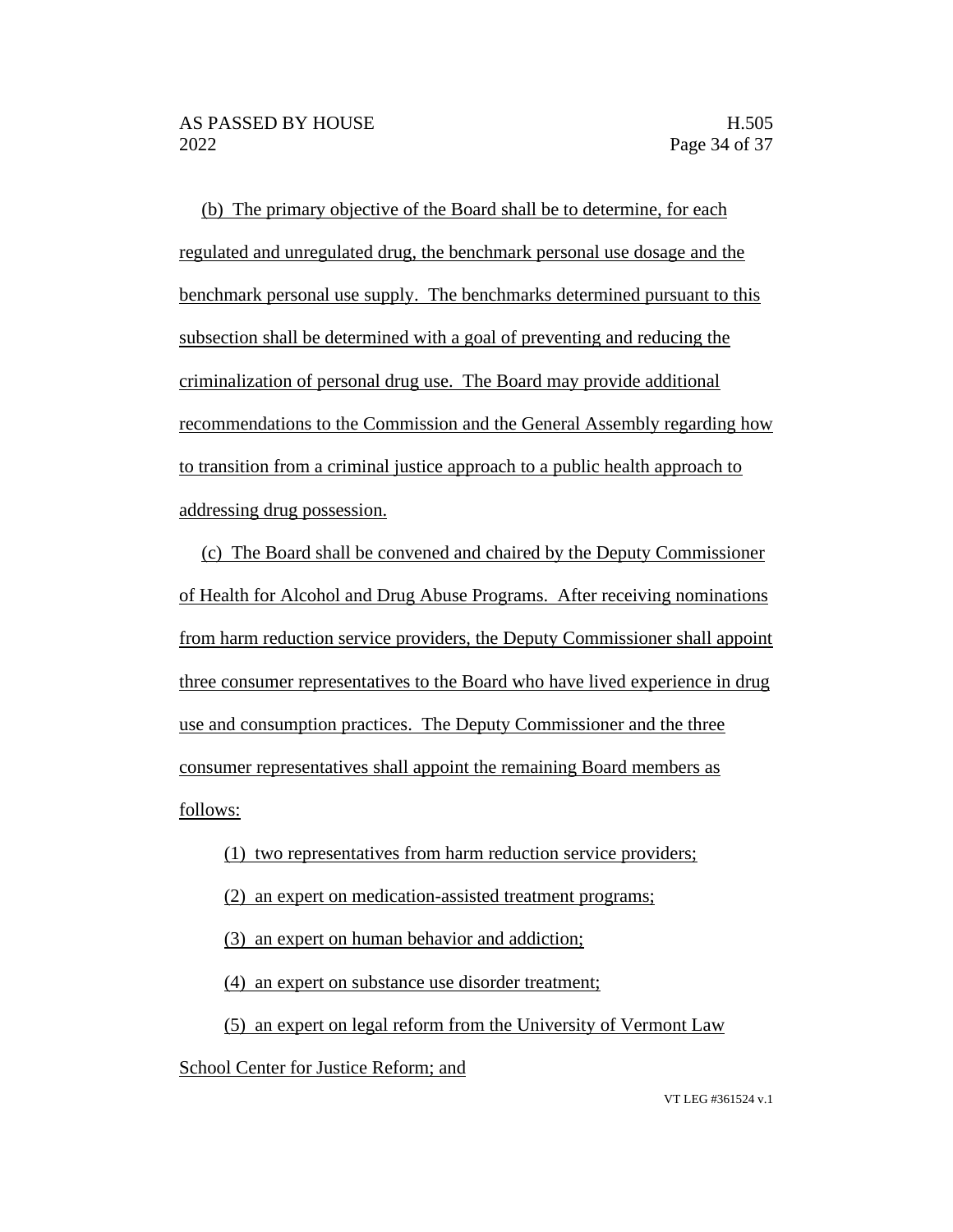(b) The primary objective of the Board shall be to determine, for each regulated and unregulated drug, the benchmark personal use dosage and the benchmark personal use supply. The benchmarks determined pursuant to this subsection shall be determined with a goal of preventing and reducing the criminalization of personal drug use. The Board may provide additional recommendations to the Commission and the General Assembly regarding how to transition from a criminal justice approach to a public health approach to addressing drug possession.

(c) The Board shall be convened and chaired by the Deputy Commissioner of Health for Alcohol and Drug Abuse Programs. After receiving nominations from harm reduction service providers, the Deputy Commissioner shall appoint three consumer representatives to the Board who have lived experience in drug use and consumption practices. The Deputy Commissioner and the three consumer representatives shall appoint the remaining Board members as follows:

(1) two representatives from harm reduction service providers;

(2) an expert on medication-assisted treatment programs;

(3) an expert on human behavior and addiction;

(4) an expert on substance use disorder treatment;

(5) an expert on legal reform from the University of Vermont Law School Center for Justice Reform; and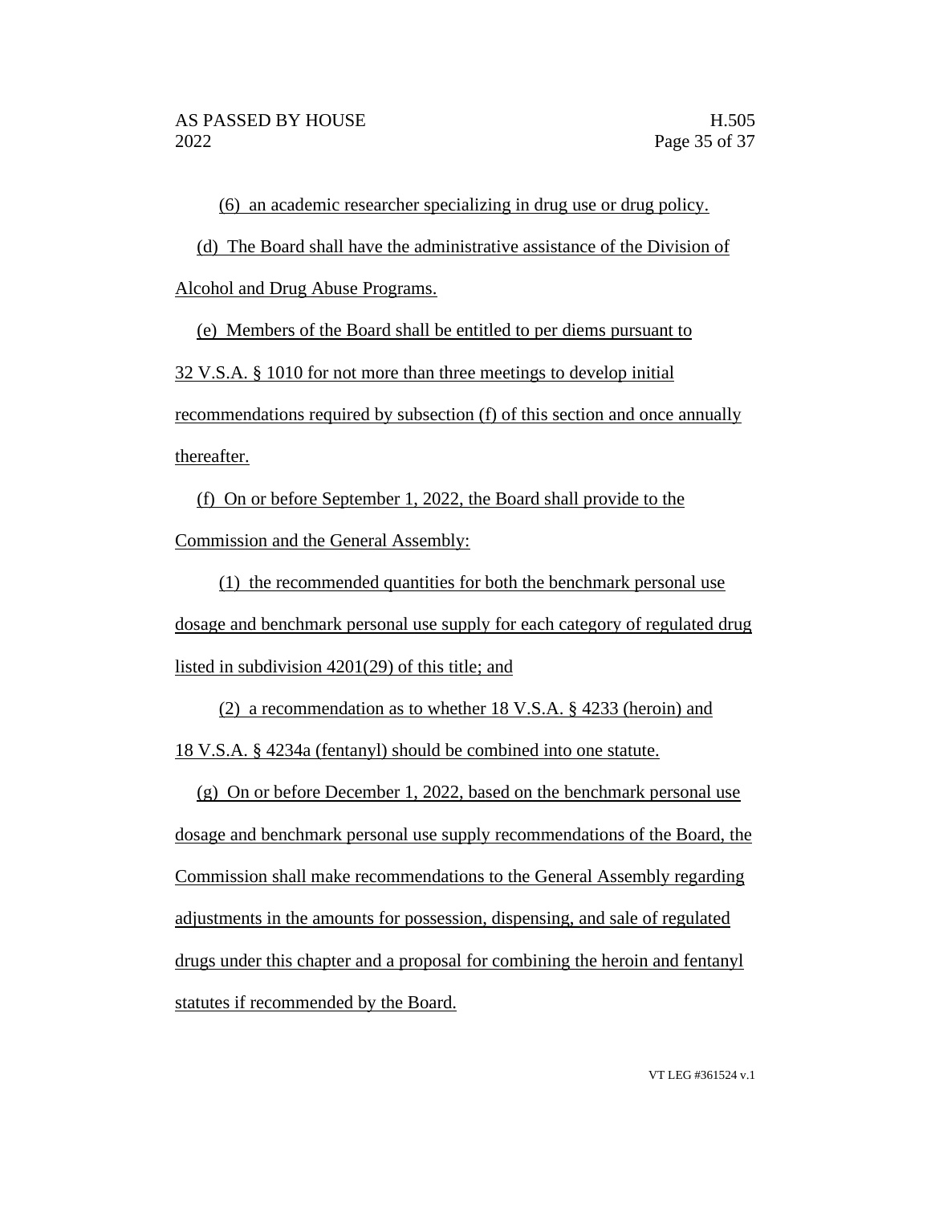(6) an academic researcher specializing in drug use or drug policy.

(d) The Board shall have the administrative assistance of the Division of Alcohol and Drug Abuse Programs.

(e) Members of the Board shall be entitled to per diems pursuant to 32 V.S.A. § 1010 for not more than three meetings to develop initial recommendations required by subsection (f) of this section and once annually thereafter.

(f) On or before September 1, 2022, the Board shall provide to the Commission and the General Assembly:

(1) the recommended quantities for both the benchmark personal use dosage and benchmark personal use supply for each category of regulated drug listed in subdivision 4201(29) of this title; and

(2) a recommendation as to whether 18 V.S.A. § 4233 (heroin) and 18 V.S.A. § 4234a (fentanyl) should be combined into one statute.

(g) On or before December 1, 2022, based on the benchmark personal use dosage and benchmark personal use supply recommendations of the Board, the Commission shall make recommendations to the General Assembly regarding adjustments in the amounts for possession, dispensing, and sale of regulated drugs under this chapter and a proposal for combining the heroin and fentanyl statutes if recommended by the Board.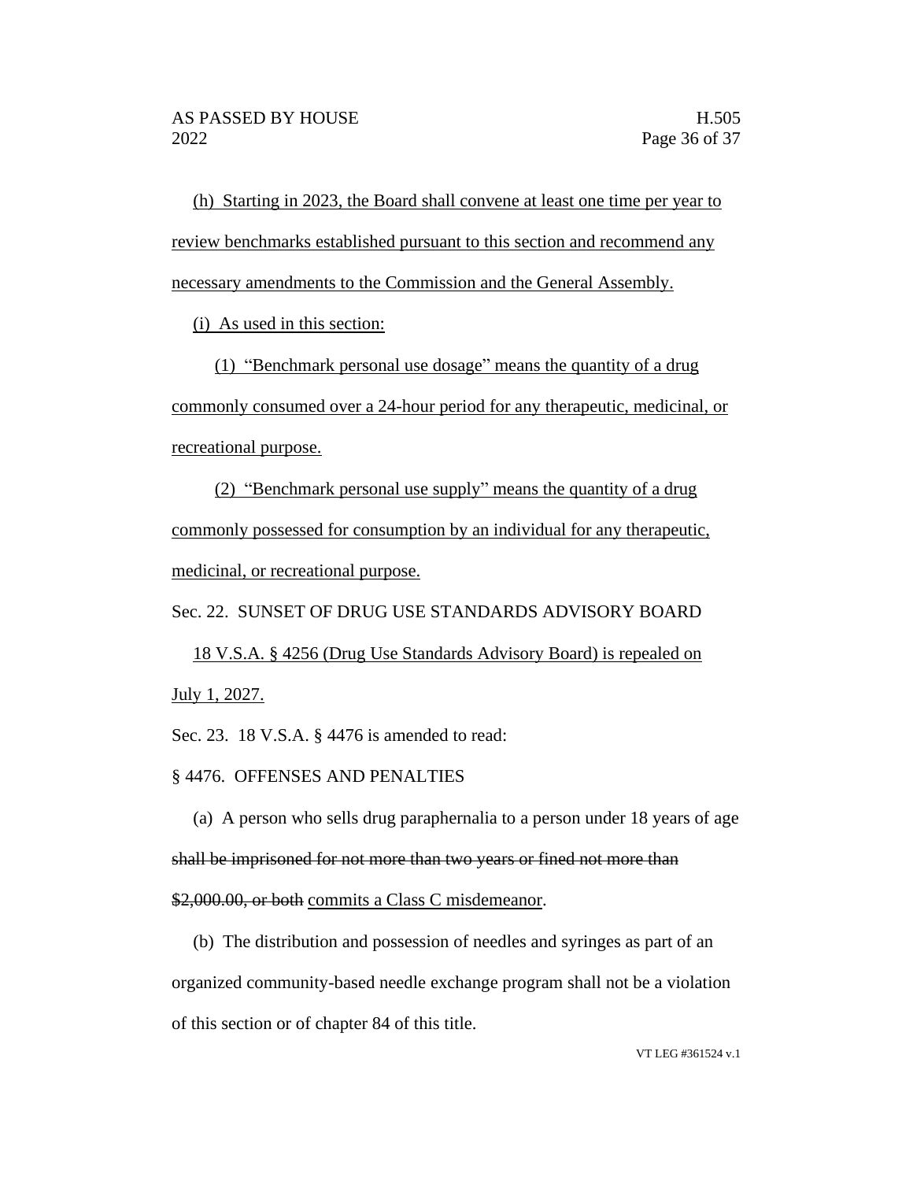(h) Starting in 2023, the Board shall convene at least one time per year to review benchmarks established pursuant to this section and recommend any necessary amendments to the Commission and the General Assembly.

(i) As used in this section:

(1) "Benchmark personal use dosage" means the quantity of a drug commonly consumed over a 24-hour period for any therapeutic, medicinal, or recreational purpose.

(2) "Benchmark personal use supply" means the quantity of a drug commonly possessed for consumption by an individual for any therapeutic, medicinal, or recreational purpose.

Sec. 22. SUNSET OF DRUG USE STANDARDS ADVISORY BOARD

18 V.S.A. § 4256 (Drug Use Standards Advisory Board) is repealed on July 1, 2027.

Sec. 23. 18 V.S.A. § 4476 is amended to read:

§ 4476. OFFENSES AND PENALTIES

(a) A person who sells drug paraphernalia to a person under 18 years of age ~~shall be imprisoned for not more than two years or fined not more than $2,000.00, or both~~ commits a Class C misdemeanor.

(b) The distribution and possession of needles and syringes as part of an organized community-based needle exchange program shall not be a violation of this section or of chapter 84 of this title.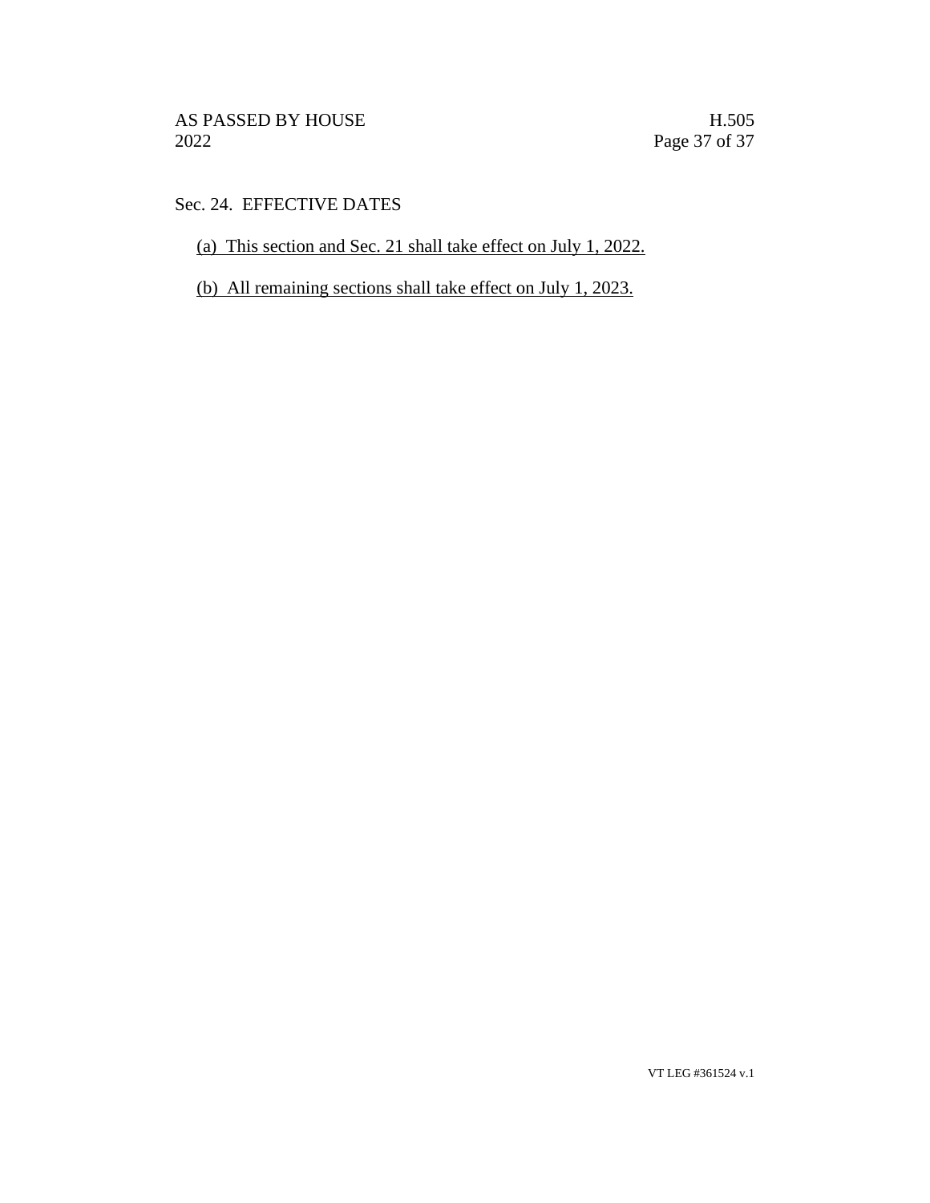Sec. 24. EFFECTIVE DATES

(a) This section and Sec. 21 shall take effect on July 1, 2022.

(b) All remaining sections shall take effect on July 1, 2023.